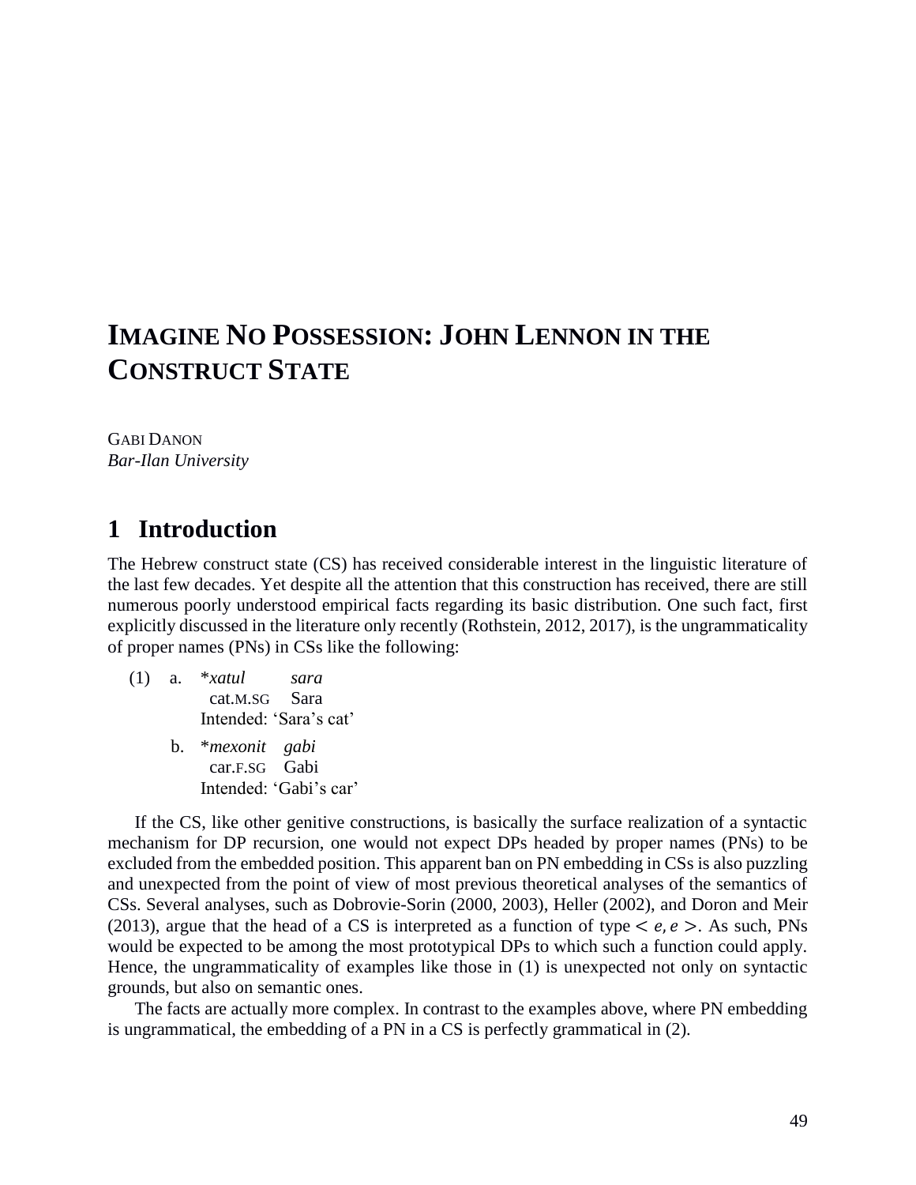# IMAGINE NO POSSESSION: JOHN LENNON IN THE CONSTRUCT STATE

GABI DANON
*Bar-Ilan University*

## 1 Introduction

The Hebrew construct state (CS) has received considerable interest in the linguistic literature of the last few decades. Yet despite all the attention that this construction has received, there are still numerous poorly understood empirical facts regarding its basic distribution. One such fact, first explicitly discussed in the literature only recently (Rothstein, 2012, 2017), is the ungrammaticality of proper names (PNs) in CSs like the following:

(1) a. \**xatul* *sara*
  cat.M.SG Sara
  Intended: 'Sara's cat'

 b. \**mexonit* *gabi*
  car.F.SG Gabi
  Intended: 'Gabi's car'

If the CS, like other genitive constructions, is basically the surface realization of a syntactic mechanism for DP recursion, one would not expect DPs headed by proper names (PNs) to be excluded from the embedded position. This apparent ban on PN embedding in CSs is also puzzling and unexpected from the point of view of most previous theoretical analyses of the semantics of CSs. Several analyses, such as Dobrovie-Sorin (2000, 2003), Heller (2002), and Doron and Meir (2013), argue that the head of a CS is interpreted as a function of type $< e, e >$. As such, PNs would be expected to be among the most prototypical DPs to which such a function could apply. Hence, the ungrammaticality of examples like those in (1) is unexpected not only on syntactic grounds, but also on semantic ones.

The facts are actually more complex. In contrast to the examples above, where PN embedding is ungrammatical, the embedding of a PN in a CS is perfectly grammatical in (2).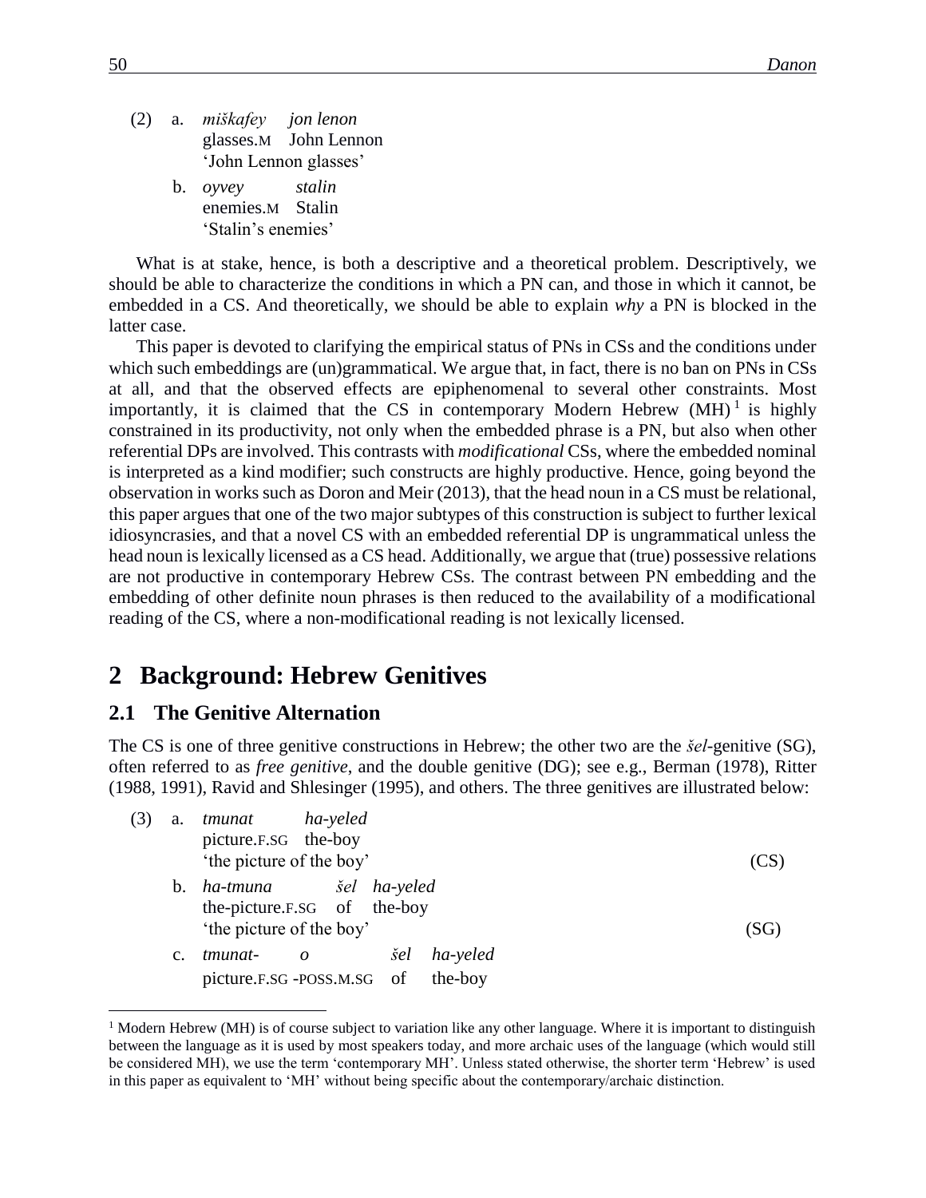(2) a. *miškafey jon lenon*
glasses.M John Lennon
'John Lennon glasses'

b. *oyvey stalin*
enemies.M Stalin
'Stalin's enemies'

What is at stake, hence, is both a descriptive and a theoretical problem. Descriptively, we should be able to characterize the conditions in which a PN can, and those in which it cannot, be embedded in a CS. And theoretically, we should be able to explain *why* a PN is blocked in the latter case.

This paper is devoted to clarifying the empirical status of PNs in CSs and the conditions under which such embeddings are (un)grammatical. We argue that, in fact, there is no ban on PNs in CSs at all, and that the observed effects are epiphenomenal to several other constraints. Most importantly, it is claimed that the CS in contemporary Modern Hebrew (MH)[1] is highly constrained in its productivity, not only when the embedded phrase is a PN, but also when other referential DPs are involved. This contrasts with *modificational* CSs, where the embedded nominal is interpreted as a kind modifier; such constructs are highly productive. Hence, going beyond the observation in works such as Doron and Meir (2013), that the head noun in a CS must be relational, this paper argues that one of the two major subtypes of this construction is subject to further lexical idiosyncrasies, and that a novel CS with an embedded referential DP is ungrammatical unless the head noun is lexically licensed as a CS head. Additionally, we argue that (true) possessive relations are not productive in contemporary Hebrew CSs. The contrast between PN embedding and the embedding of other definite noun phrases is then reduced to the availability of a modificational reading of the CS, where a non-modificational reading is not lexically licensed.

## 2 Background: Hebrew Genitives

### 2.1 The Genitive Alternation

The CS is one of three genitive constructions in Hebrew; the other two are the *šel*-genitive (SG), often referred to as *free genitive*, and the double genitive (DG); see e.g., Berman (1978), Ritter (1988, 1991), Ravid and Shlesinger (1995), and others. The three genitives are illustrated below:

(3) a. *tmunat ha-yeled*
picture.F.SG the-boy
'the picture of the boy' (CS)

b. *ha-tmuna šel ha-yeled*
the-picture.F.SG of the-boy
'the picture of the boy' (SG)

c. *tmunat- o šel ha-yeled*
picture.F.SG -POSS.M.SG of the-boy

[1] Modern Hebrew (MH) is of course subject to variation like any other language. Where it is important to distinguish between the language as it is used by most speakers today, and more archaic uses of the language (which would still be considered MH), we use the term 'contemporary MH'. Unless stated otherwise, the shorter term 'Hebrew' is used in this paper as equivalent to 'MH' without being specific about the contemporary/archaic distinction.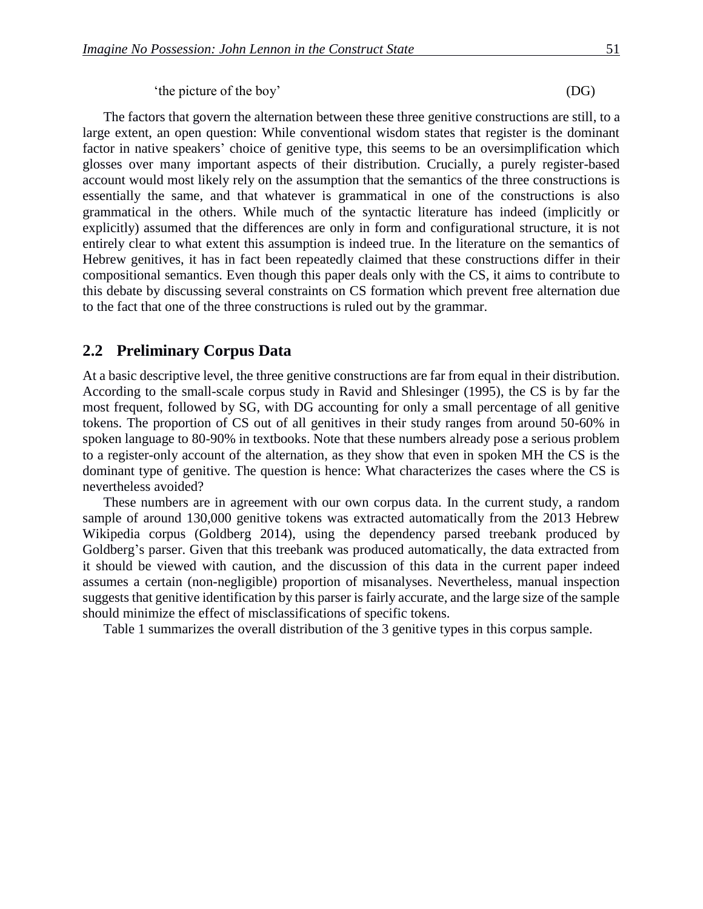'the picture of the boy' (DG)

The factors that govern the alternation between these three genitive constructions are still, to a large extent, an open question: While conventional wisdom states that register is the dominant factor in native speakers' choice of genitive type, this seems to be an oversimplification which glosses over many important aspects of their distribution. Crucially, a purely register-based account would most likely rely on the assumption that the semantics of the three constructions is essentially the same, and that whatever is grammatical in one of the constructions is also grammatical in the others. While much of the syntactic literature has indeed (implicitly or explicitly) assumed that the differences are only in form and configurational structure, it is not entirely clear to what extent this assumption is indeed true. In the literature on the semantics of Hebrew genitives, it has in fact been repeatedly claimed that these constructions differ in their compositional semantics. Even though this paper deals only with the CS, it aims to contribute to this debate by discussing several constraints on CS formation which prevent free alternation due to the fact that one of the three constructions is ruled out by the grammar.

## 2.2 Preliminary Corpus Data

At a basic descriptive level, the three genitive constructions are far from equal in their distribution. According to the small-scale corpus study in Ravid and Shlesinger (1995), the CS is by far the most frequent, followed by SG, with DG accounting for only a small percentage of all genitive tokens. The proportion of CS out of all genitives in their study ranges from around 50-60% in spoken language to 80-90% in textbooks. Note that these numbers already pose a serious problem to a register-only account of the alternation, as they show that even in spoken MH the CS is the dominant type of genitive. The question is hence: What characterizes the cases where the CS is nevertheless avoided?

These numbers are in agreement with our own corpus data. In the current study, a random sample of around 130,000 genitive tokens was extracted automatically from the 2013 Hebrew Wikipedia corpus (Goldberg 2014), using the dependency parsed treebank produced by Goldberg's parser. Given that this treebank was produced automatically, the data extracted from it should be viewed with caution, and the discussion of this data in the current paper indeed assumes a certain (non-negligible) proportion of misanalyses. Nevertheless, manual inspection suggests that genitive identification by this parser is fairly accurate, and the large size of the sample should minimize the effect of misclassifications of specific tokens.

Table 1 summarizes the overall distribution of the 3 genitive types in this corpus sample.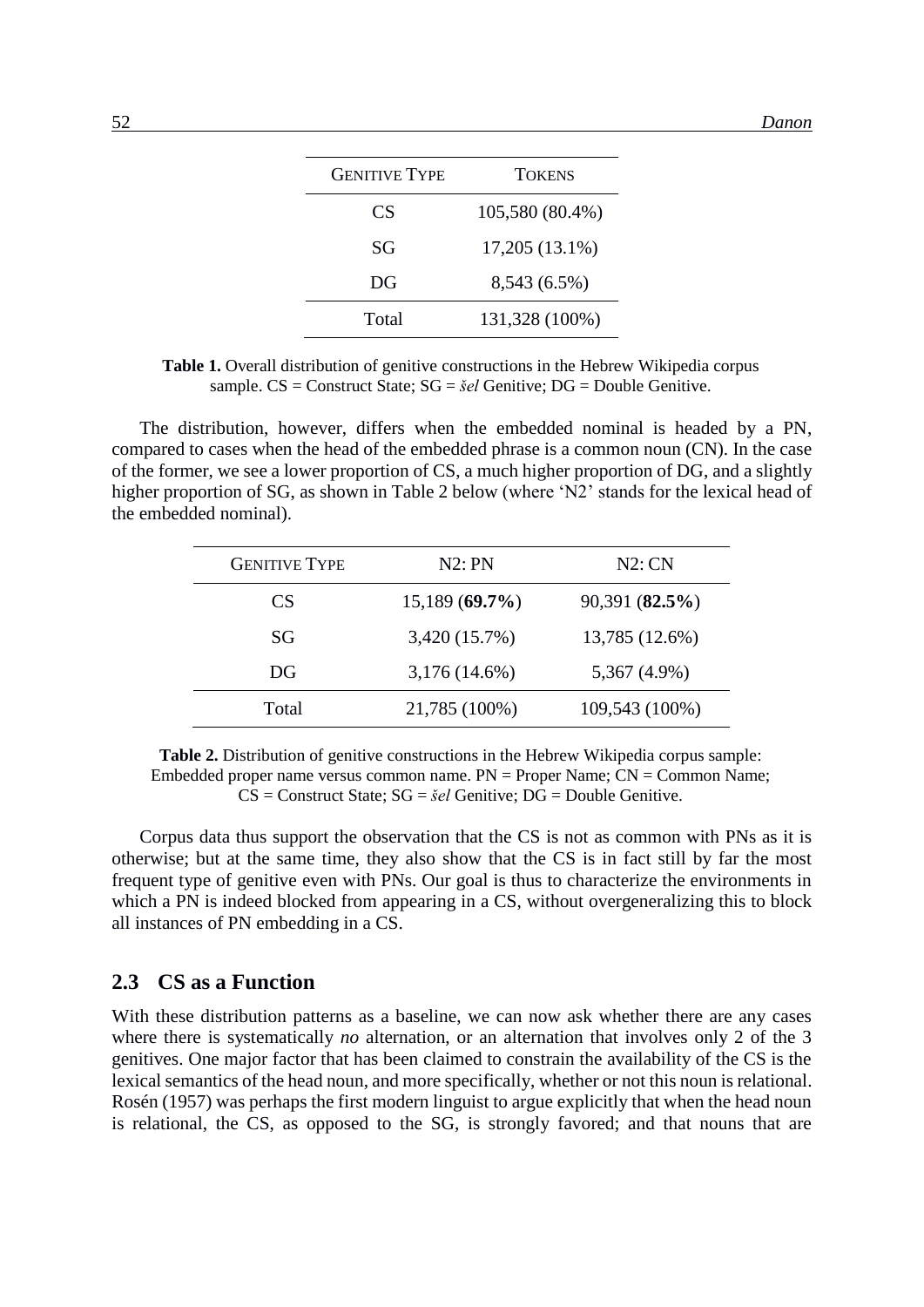| GENITIVE TYPE | TOKENS |
| --- | --- |
| CS | 105,580 (80.4%) |
| SG | 17,205 (13.1%) |
| DG | 8,543 (6.5%) |
| Total | 131,328 (100%) |

**Table 1.** Overall distribution of genitive constructions in the Hebrew Wikipedia corpus sample. CS = Construct State; SG = *šel* Genitive; DG = Double Genitive.

The distribution, however, differs when the embedded nominal is headed by a PN, compared to cases when the head of the embedded phrase is a common noun (CN). In the case of the former, we see a lower proportion of CS, a much higher proportion of DG, and a slightly higher proportion of SG, as shown in Table 2 below (where 'N2' stands for the lexical head of the embedded nominal).

| GENITIVE TYPE | N2: PN | N2: CN |
| --- | --- | --- |
| CS | 15,189 (**69.7%**) | 90,391 (**82.5%**) |
| SG | 3,420 (15.7%) | 13,785 (12.6%) |
| DG | 3,176 (14.6%) | 5,367 (4.9%) |
| Total | 21,785 (100%) | 109,543 (100%) |

**Table 2.** Distribution of genitive constructions in the Hebrew Wikipedia corpus sample: Embedded proper name versus common name. PN = Proper Name; CN = Common Name; CS = Construct State; SG = *šel* Genitive; DG = Double Genitive.

Corpus data thus support the observation that the CS is not as common with PNs as it is otherwise; but at the same time, they also show that the CS is in fact still by far the most frequent type of genitive even with PNs. Our goal is thus to characterize the environments in which a PN is indeed blocked from appearing in a CS, without overgeneralizing this to block all instances of PN embedding in a CS.

## 2.3 CS as a Function

With these distribution patterns as a baseline, we can now ask whether there are any cases where there is systematically *no* alternation, or an alternation that involves only 2 of the 3 genitives. One major factor that has been claimed to constrain the availability of the CS is the lexical semantics of the head noun, and more specifically, whether or not this noun is relational. Rosén (1957) was perhaps the first modern linguist to argue explicitly that when the head noun is relational, the CS, as opposed to the SG, is strongly favored; and that nouns that are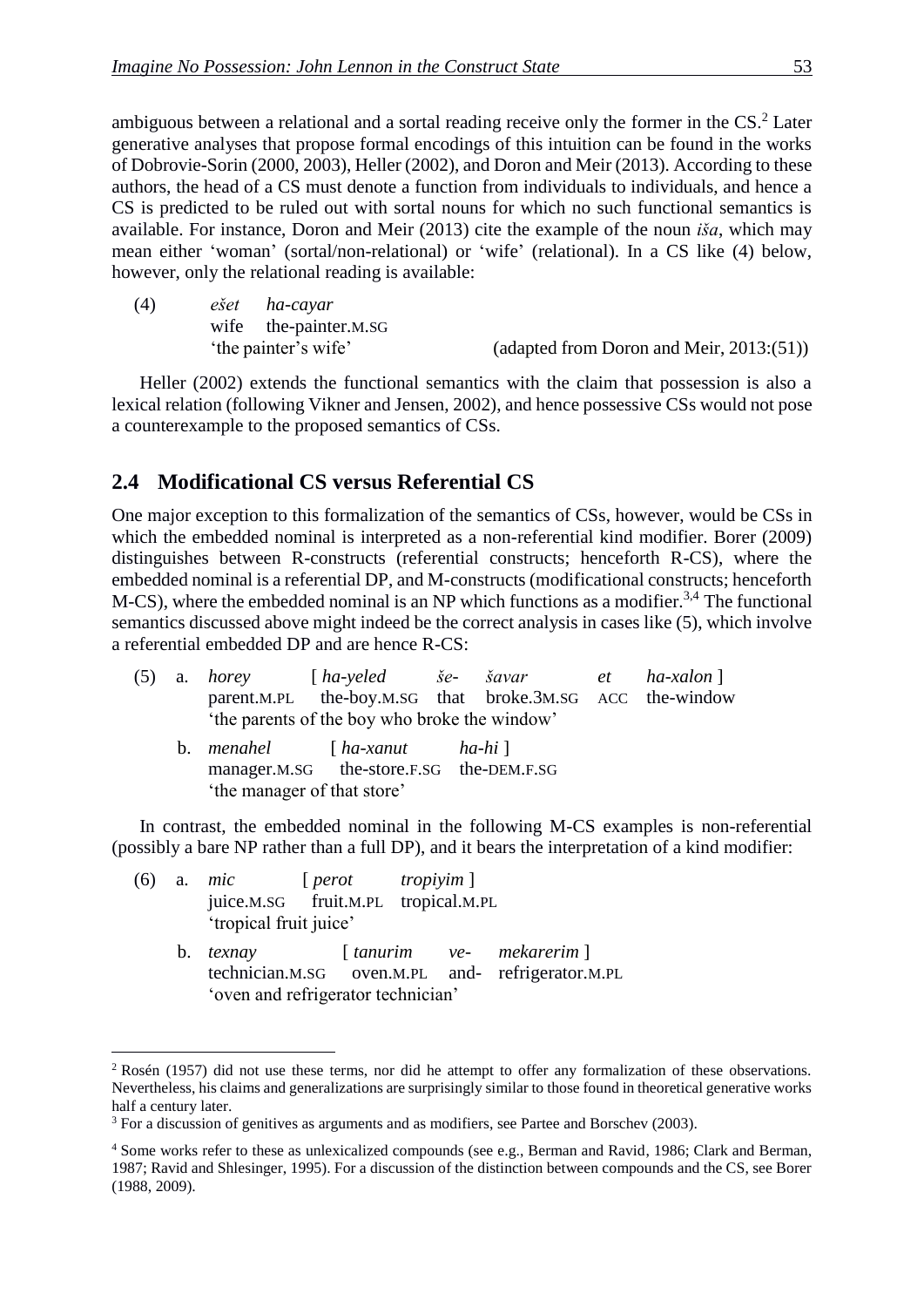ambiguous between a relational and a sortal reading receive only the former in the CS.[2] Later generative analyses that propose formal encodings of this intuition can be found in the works of Dobrovie-Sorin (2000, 2003), Heller (2002), and Doron and Meir (2013). According to these authors, the head of a CS must denote a function from individuals to individuals, and hence a CS is predicted to be ruled out with sortal nouns for which no such functional semantics is available. For instance, Doron and Meir (2013) cite the example of the noun *iša*, which may mean either 'woman' (sortal/non-relational) or 'wife' (relational). In a CS like (4) below, however, only the relational reading is available:

(4) *ešet* *ha-cayar*
wife the-painter.M.SG
'the painter's wife' (adapted from Doron and Meir, 2013:(51))

Heller (2002) extends the functional semantics with the claim that possession is also a lexical relation (following Vikner and Jensen, 2002), and hence possessive CSs would not pose a counterexample to the proposed semantics of CSs.

## 2.4 Modificational CS versus Referential CS

One major exception to this formalization of the semantics of CSs, however, would be CSs in which the embedded nominal is interpreted as a non-referential kind modifier. Borer (2009) distinguishes between R-constructs (referential constructs; henceforth R-CS), where the embedded nominal is a referential DP, and M-constructs (modificational constructs; henceforth M-CS), where the embedded nominal is an NP which functions as a modifier.[3,4] The functional semantics discussed above might indeed be the correct analysis in cases like (5), which involve a referential embedded DP and are hence R-CS:

(5) a. *horey* [ *ha-yeled* *še-* *šavar* *et* *ha-xalon* ]
parent.M.PL the-boy.M.SG that broke.3M.SG ACC the-window
'the parents of the boy who broke the window'

b. *menahel* [ *ha-xanut* *ha-hi* ]
manager.M.SG the-store.F.SG the-DEM.F.SG
'the manager of that store'

In contrast, the embedded nominal in the following M-CS examples is non-referential (possibly a bare NP rather than a full DP), and it bears the interpretation of a kind modifier:

(6) a. *mic* [ *perot* *tropiyim* ]
juice.M.SG fruit.M.PL tropical.M.PL
'tropical fruit juice'

b. *texnay* [ *tanurim* *ve-* *mekarerim* ]
technician.M.SG oven.M.PL and- refrigerator.M.PL
'oven and refrigerator technician'

---

[2] Rosén (1957) did not use these terms, nor did he attempt to offer any formalization of these observations. Nevertheless, his claims and generalizations are surprisingly similar to those found in theoretical generative works half a century later.

[3] For a discussion of genitives as arguments and as modifiers, see Partee and Borschev (2003).

[4] Some works refer to these as unlexicalized compounds (see e.g., Berman and Ravid, 1986; Clark and Berman, 1987; Ravid and Shlesinger, 1995). For a discussion of the distinction between compounds and the CS, see Borer (1988, 2009).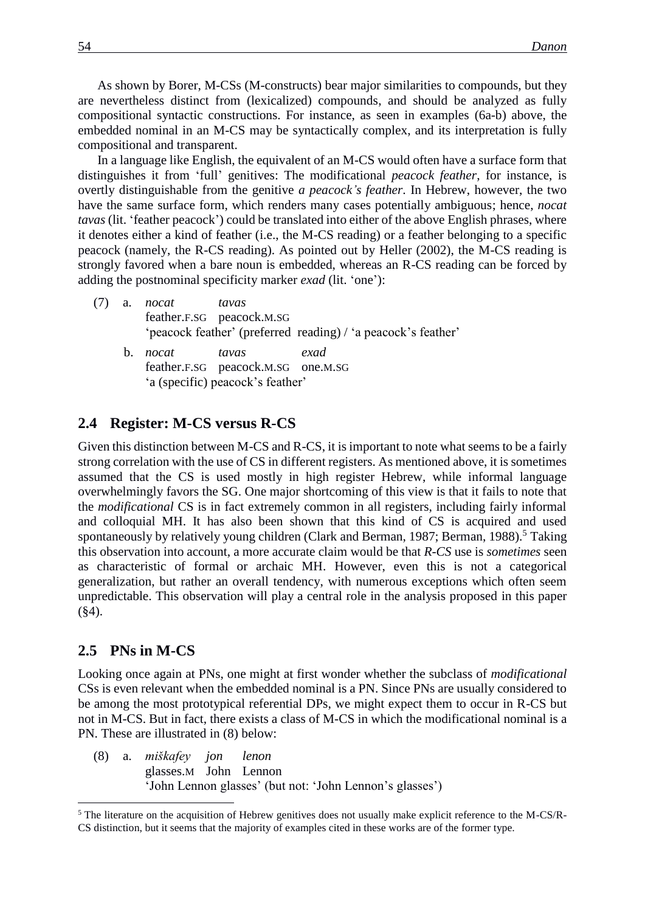As shown by Borer, M-CSs (M-constructs) bear major similarities to compounds, but they are nevertheless distinct from (lexicalized) compounds, and should be analyzed as fully compositional syntactic constructions. For instance, as seen in examples (6a-b) above, the embedded nominal in an M-CS may be syntactically complex, and its interpretation is fully compositional and transparent.

In a language like English, the equivalent of an M-CS would often have a surface form that distinguishes it from 'full' genitives: The modificational *peacock feather*, for instance, is overtly distinguishable from the genitive *a peacock's feather*. In Hebrew, however, the two have the same surface form, which renders many cases potentially ambiguous; hence, *nocat tavas* (lit. 'feather peacock') could be translated into either of the above English phrases, where it denotes either a kind of feather (i.e., the M-CS reading) or a feather belonging to a specific peacock (namely, the R-CS reading). As pointed out by Heller (2002), the M-CS reading is strongly favored when a bare noun is embedded, whereas an R-CS reading can be forced by adding the postnominal specificity marker *exad* (lit. 'one'):

(7) a. *nocat* *tavas*
feather.F.SG peacock.M.SG
'peacock feather' (preferred reading) / 'a peacock's feather'

b. *nocat* *tavas* *exad*
feather.F.SG peacock.M.SG one.M.SG
'a (specific) peacock's feather'

## 2.4 Register: M-CS versus R-CS

Given this distinction between M-CS and R-CS, it is important to note what seems to be a fairly strong correlation with the use of CS in different registers. As mentioned above, it is sometimes assumed that the CS is used mostly in high register Hebrew, while informal language overwhelmingly favors the SG. One major shortcoming of this view is that it fails to note that the *modificational* CS is in fact extremely common in all registers, including fairly informal and colloquial MH. It has also been shown that this kind of CS is acquired and used spontaneously by relatively young children (Clark and Berman, 1987; Berman, 1988).[5] Taking this observation into account, a more accurate claim would be that *R-CS* use is *sometimes* seen as characteristic of formal or archaic MH. However, even this is not a categorical generalization, but rather an overall tendency, with numerous exceptions which often seem unpredictable. This observation will play a central role in the analysis proposed in this paper (§4).

## 2.5 PNs in M-CS

Looking once again at PNs, one might at first wonder whether the subclass of *modificational* CSs is even relevant when the embedded nominal is a PN. Since PNs are usually considered to be among the most prototypical referential DPs, we might expect them to occur in R-CS but not in M-CS. But in fact, there exists a class of M-CS in which the modificational nominal is a PN. These are illustrated in (8) below:

(8) a. *miškafey* *jon* *lenon*
glasses.M John Lennon
'John Lennon glasses' (but not: 'John Lennon's glasses')

[5] The literature on the acquisition of Hebrew genitives does not usually make explicit reference to the M-CS/R-CS distinction, but it seems that the majority of examples cited in these works are of the former type.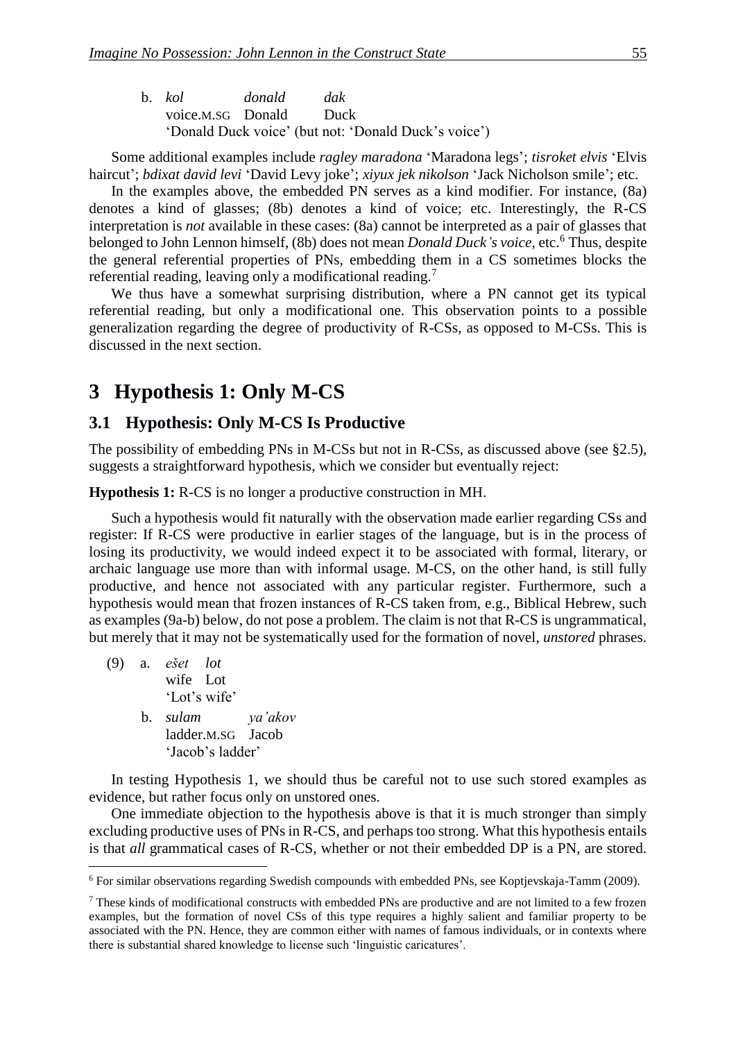b. *kol* *donald* *dak*
   voice.M.SG Donald Duck
   'Donald Duck voice' (but not: 'Donald Duck's voice')

Some additional examples include *ragley maradona* 'Maradona legs'; *tisroket elvis* 'Elvis haircut'; *bdixat david levi* 'David Levy joke'; *xiyux jek nikolson* 'Jack Nicholson smile'; etc.

In the examples above, the embedded PN serves as a kind modifier. For instance, (8a) denotes a kind of glasses; (8b) denotes a kind of voice; etc. Interestingly, the R-CS interpretation is *not* available in these cases: (8a) cannot be interpreted as a pair of glasses that belonged to John Lennon himself, (8b) does not mean *Donald Duck's voice*, etc.[6] Thus, despite the general referential properties of PNs, embedding them in a CS sometimes blocks the referential reading, leaving only a modificational reading.[7]

We thus have a somewhat surprising distribution, where a PN cannot get its typical referential reading, but only a modificational one. This observation points to a possible generalization regarding the degree of productivity of R-CSs, as opposed to M-CSs. This is discussed in the next section.

# 3 Hypothesis 1: Only M-CS

## 3.1 Hypothesis: Only M-CS Is Productive

The possibility of embedding PNs in M-CSs but not in R-CSs, as discussed above (see §2.5), suggests a straightforward hypothesis, which we consider but eventually reject:

**Hypothesis 1:** R-CS is no longer a productive construction in MH.

Such a hypothesis would fit naturally with the observation made earlier regarding CSs and register: If R-CS were productive in earlier stages of the language, but is in the process of losing its productivity, we would indeed expect it to be associated with formal, literary, or archaic language use more than with informal usage. M-CS, on the other hand, is still fully productive, and hence not associated with any particular register. Furthermore, such a hypothesis would mean that frozen instances of R-CS taken from, e.g., Biblical Hebrew, such as examples (9a-b) below, do not pose a problem. The claim is not that R-CS is ungrammatical, but merely that it may not be systematically used for the formation of novel, *unstored* phrases.

(9) a. *ešet* *lot*
       wife Lot
       'Lot's wife'

   b. *sulam* *ya'akov*
       ladder.M.SG Jacob
       'Jacob's ladder'

In testing Hypothesis 1, we should thus be careful not to use such stored examples as evidence, but rather focus only on unstored ones.

One immediate objection to the hypothesis above is that it is much stronger than simply excluding productive uses of PNs in R-CS, and perhaps too strong. What this hypothesis entails is that *all* grammatical cases of R-CS, whether or not their embedded DP is a PN, are stored.

---

[6] For similar observations regarding Swedish compounds with embedded PNs, see Koptjevskaja-Tamm (2009).

[7] These kinds of modificational constructs with embedded PNs are productive and are not limited to a few frozen examples, but the formation of novel CSs of this type requires a highly salient and familiar property to be associated with the PN. Hence, they are common either with names of famous individuals, or in contexts where there is substantial shared knowledge to license such 'linguistic caricatures'.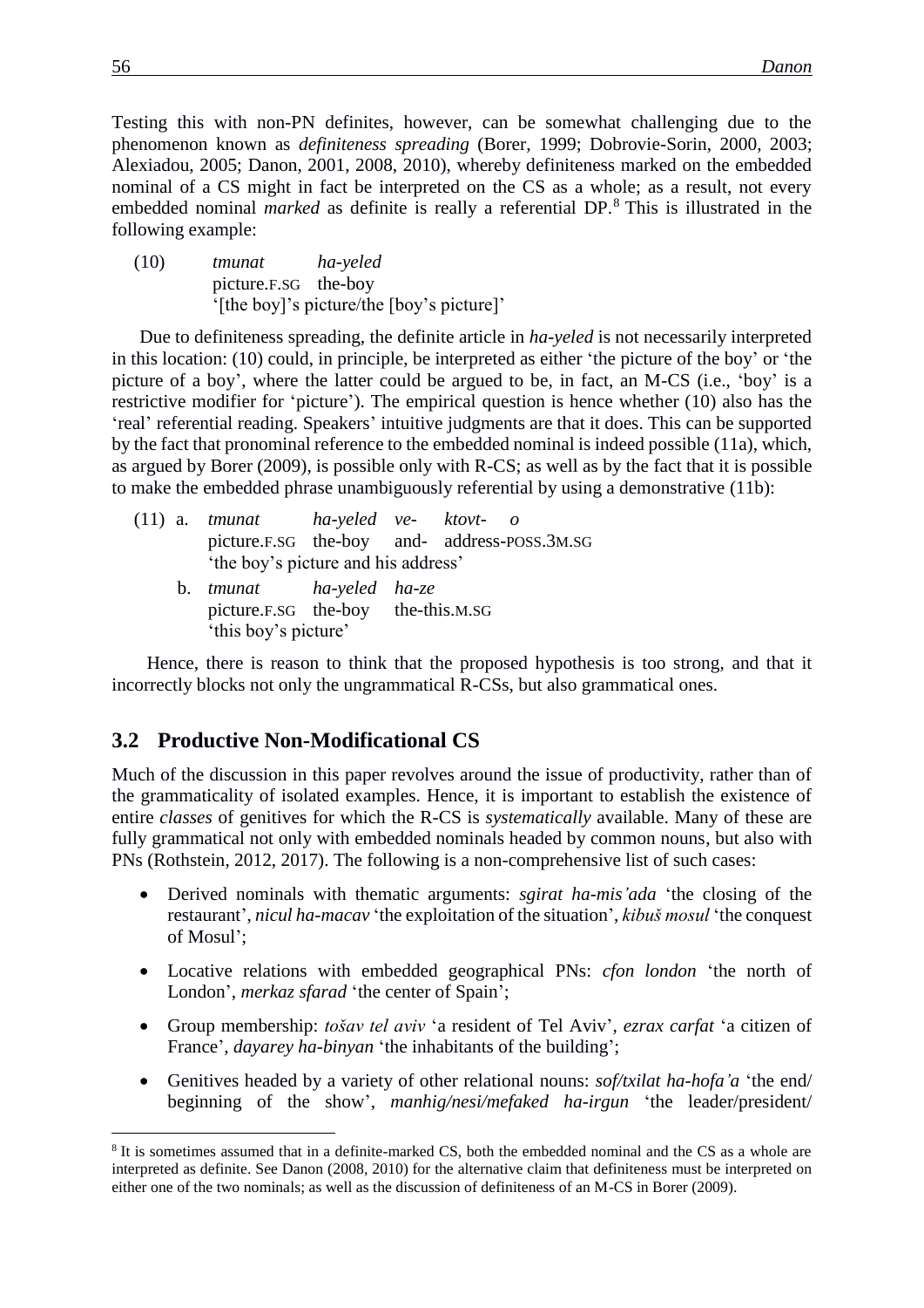Testing this with non-PN definites, however, can be somewhat challenging due to the phenomenon known as *definiteness spreading* (Borer, 1999; Dobrovie-Sorin, 2000, 2003; Alexiadou, 2005; Danon, 2001, 2008, 2010), whereby definiteness marked on the embedded nominal of a CS might in fact be interpreted on the CS as a whole; as a result, not every embedded nominal *marked* as definite is really a referential DP.[8] This is illustrated in the following example:

(10) *tmunat ha-yeled*
picture.F.SG the-boy
'[the boy]'s picture/the [boy's picture]'

Due to definiteness spreading, the definite article in *ha-yeled* is not necessarily interpreted in this location: (10) could, in principle, be interpreted as either 'the picture of the boy' or 'the picture of a boy', where the latter could be argued to be, in fact, an M-CS (i.e., 'boy' is a restrictive modifier for 'picture'). The empirical question is hence whether (10) also has the 'real' referential reading. Speakers' intuitive judgments are that it does. This can be supported by the fact that pronominal reference to the embedded nominal is indeed possible (11a), which, as argued by Borer (2009), is possible only with R-CS; as well as by the fact that it is possible to make the embedded phrase unambiguously referential by using a demonstrative (11b):

(11) a. *tmunat ha-yeled ve- ktovt- o*
picture.F.SG the-boy and- address-POSS.3M.SG
'the boy's picture and his address'

b. *tmunat ha-yeled ha-ze*
picture.F.SG the-boy the-this.M.SG
'this boy's picture'

Hence, there is reason to think that the proposed hypothesis is too strong, and that it incorrectly blocks not only the ungrammatical R-CSs, but also grammatical ones.

## 3.2 Productive Non-Modificational CS

Much of the discussion in this paper revolves around the issue of productivity, rather than of the grammaticality of isolated examples. Hence, it is important to establish the existence of entire *classes* of genitives for which the R-CS is *systematically* available. Many of these are fully grammatical not only with embedded nominals headed by common nouns, but also with PNs (Rothstein, 2012, 2017). The following is a non-comprehensive list of such cases:

- Derived nominals with thematic arguments: *sgirat ha-mis'ada* 'the closing of the restaurant', *nicul ha-macav* 'the exploitation of the situation', *kibuš mosul* 'the conquest of Mosul';
- Locative relations with embedded geographical PNs: *cfon london* 'the north of London', *merkaz sfarad* 'the center of Spain';
- Group membership: *tošav tel aviv* 'a resident of Tel Aviv', *ezrax carfat* 'a citizen of France', *dayarey ha-binyan* 'the inhabitants of the building';
- Genitives headed by a variety of other relational nouns: *sof/txilat ha-hofa'a* 'the end/ beginning of the show', *manhig/nesi/mefaked ha-irgun* 'the leader/president/

[8] It is sometimes assumed that in a definite-marked CS, both the embedded nominal and the CS as a whole are interpreted as definite. See Danon (2008, 2010) for the alternative claim that definiteness must be interpreted on either one of the two nominals; as well as the discussion of definiteness of an M-CS in Borer (2009).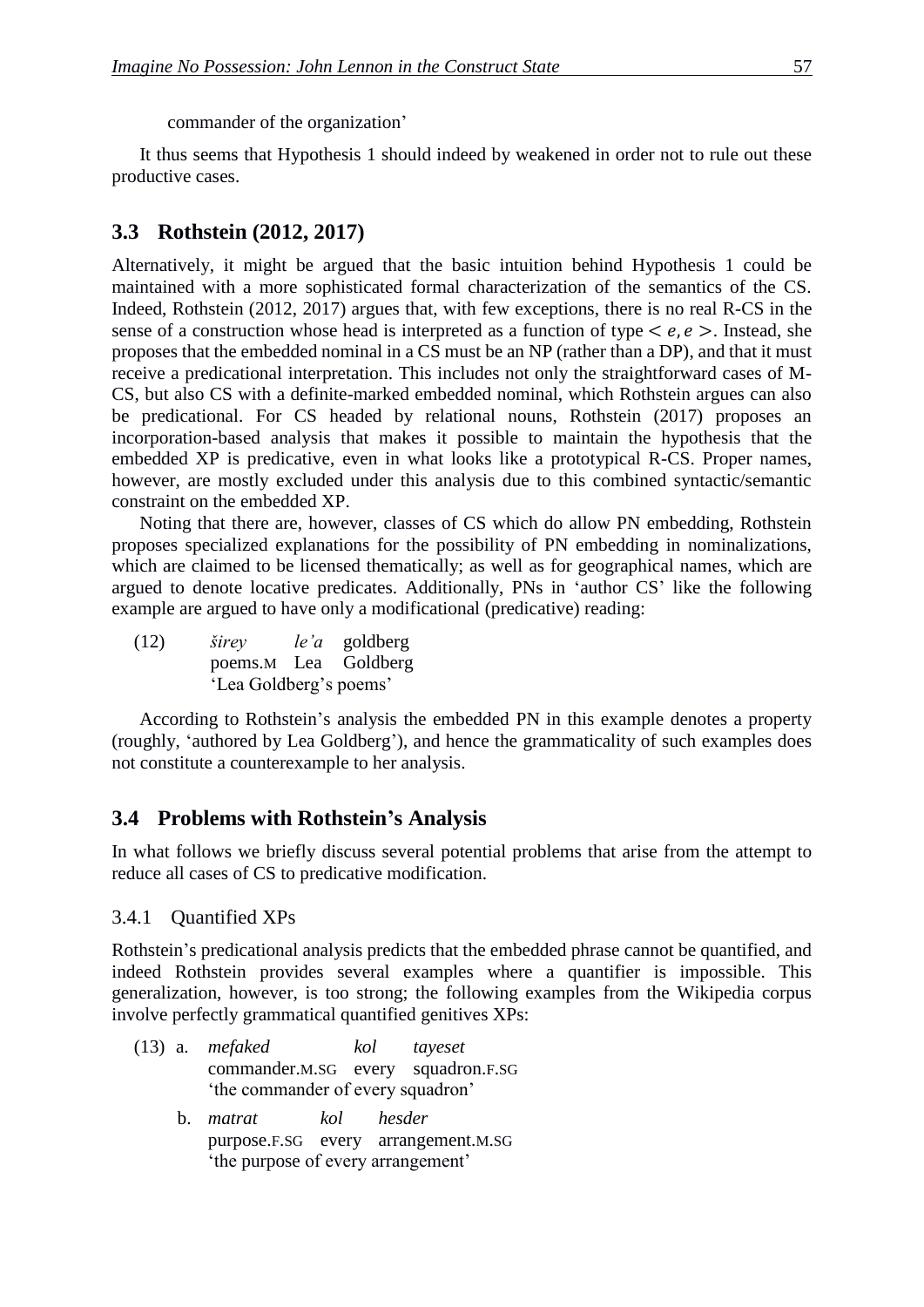commander of the organization'

It thus seems that Hypothesis 1 should indeed by weakened in order not to rule out these productive cases.

## 3.3 Rothstein (2012, 2017)

Alternatively, it might be argued that the basic intuition behind Hypothesis 1 could be maintained with a more sophisticated formal characterization of the semantics of the CS. Indeed, Rothstein (2012, 2017) argues that, with few exceptions, there is no real R-CS in the sense of a construction whose head is interpreted as a function of type $< e, e >$. Instead, she proposes that the embedded nominal in a CS must be an NP (rather than a DP), and that it must receive a predicational interpretation. This includes not only the straightforward cases of M-CS, but also CS with a definite-marked embedded nominal, which Rothstein argues can also be predicational. For CS headed by relational nouns, Rothstein (2017) proposes an incorporation-based analysis that makes it possible to maintain the hypothesis that the embedded XP is predicative, even in what looks like a prototypical R-CS. Proper names, however, are mostly excluded under this analysis due to this combined syntactic/semantic constraint on the embedded XP.

Noting that there are, however, classes of CS which do allow PN embedding, Rothstein proposes specialized explanations for the possibility of PN embedding in nominalizations, which are claimed to be licensed thematically; as well as for geographical names, which are argued to denote locative predicates. Additionally, PNs in 'author CS' like the following example are argued to have only a modificational (predicative) reading:

(12) *širey* *le'a* goldberg
poems.M Lea Goldberg
'Lea Goldberg's poems'

According to Rothstein's analysis the embedded PN in this example denotes a property (roughly, 'authored by Lea Goldberg'), and hence the grammaticality of such examples does not constitute a counterexample to her analysis.

## 3.4 Problems with Rothstein's Analysis

In what follows we briefly discuss several potential problems that arise from the attempt to reduce all cases of CS to predicative modification.

### 3.4.1 Quantified XPs

Rothstein's predicational analysis predicts that the embedded phrase cannot be quantified, and indeed Rothstein provides several examples where a quantifier is impossible. This generalization, however, is too strong; the following examples from the Wikipedia corpus involve perfectly grammatical quantified genitives XPs:

(13) a. *mefaked* *kol* *tayeset*
commander.M.SG every squadron.F.SG
'the commander of every squadron'

b. *matrat* *kol* *hesder*
purpose.F.SG every arrangement.M.SG
'the purpose of every arrangement'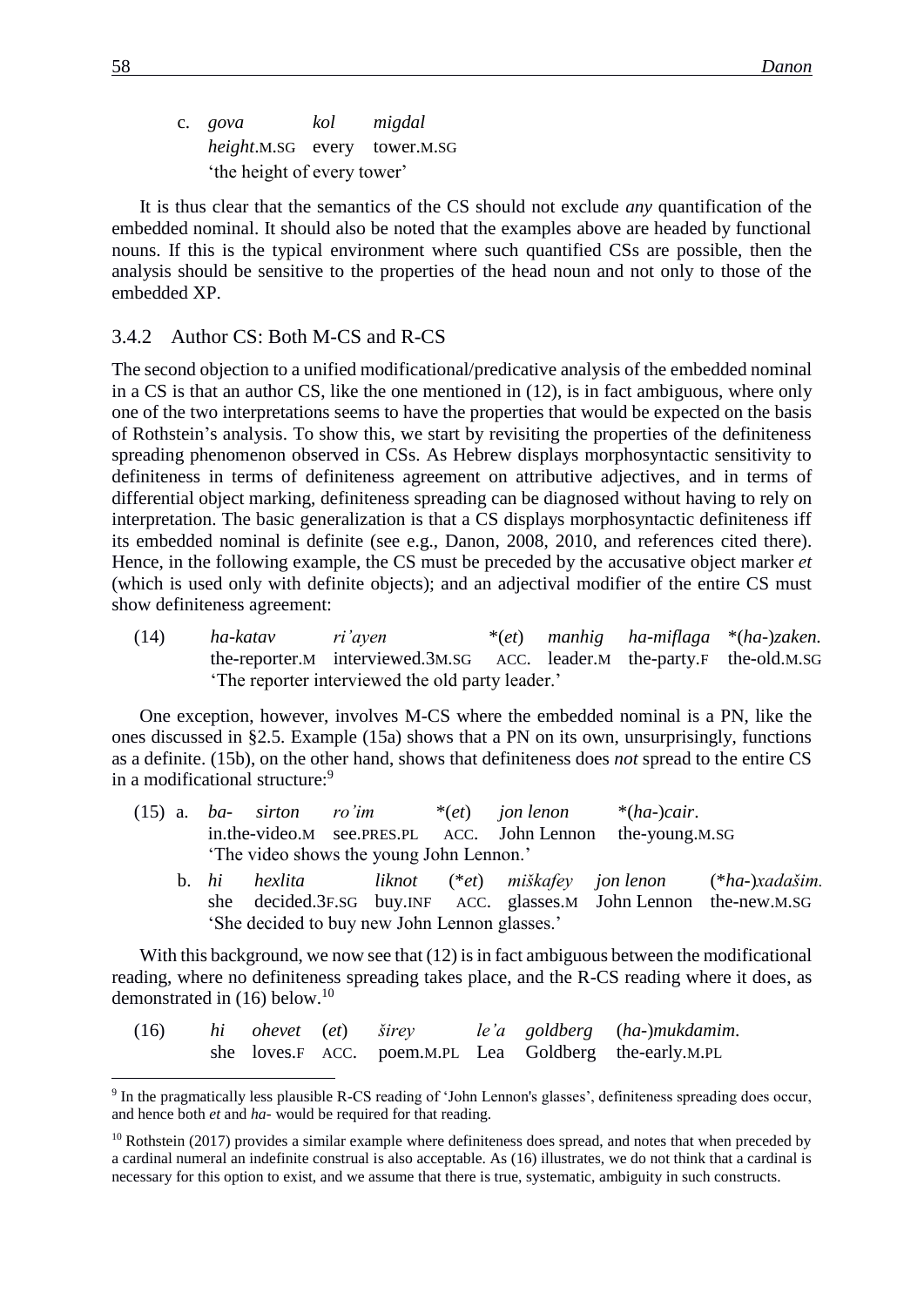c. *gova* *kol* *migdal*
   *height*.M.SG every tower.M.SG
   'the height of every tower'

It is thus clear that the semantics of the CS should not exclude *any* quantification of the embedded nominal. It should also be noted that the examples above are headed by functional nouns. If this is the typical environment where such quantified CSs are possible, then the analysis should be sensitive to the properties of the head noun and not only to those of the embedded XP.

### 3.4.2 Author CS: Both M-CS and R-CS

The second objection to a unified modificational/predicative analysis of the embedded nominal in a CS is that an author CS, like the one mentioned in (12), is in fact ambiguous, where only one of the two interpretations seems to have the properties that would be expected on the basis of Rothstein's analysis. To show this, we start by revisiting the properties of the definiteness spreading phenomenon observed in CSs. As Hebrew displays morphosyntactic sensitivity to definiteness in terms of definiteness agreement on attributive adjectives, and in terms of differential object marking, definiteness spreading can be diagnosed without having to rely on interpretation. The basic generalization is that a CS displays morphosyntactic definiteness iff its embedded nominal is definite (see e.g., Danon, 2008, 2010, and references cited there). Hence, in the following example, the CS must be preceded by the accusative object marker *et* (which is used only with definite objects); and an adjectival modifier of the entire CS must show definiteness agreement:

(14) *ha-katav* *ri'ayen* *(*et*) *manhig* *ha-miflaga* *(*ha-*)*zaken.*
     the-reporter.M interviewed.3M.SG ACC. leader.M the-party.F the-old.M.SG
     'The reporter interviewed the old party leader.'

One exception, however, involves M-CS where the embedded nominal is a PN, like the ones discussed in §2.5. Example (15a) shows that a PN on its own, unsurprisingly, functions as a definite. (15b), on the other hand, shows that definiteness does *not* spread to the entire CS in a modificational structure:[9]

(15) a. *ba-* *sirton* *ro'im* *(*et*) *jon lenon* *(*ha-*)*cair*.
        in.the-video.M see.PRES.PL ACC. John Lennon the-young.M.SG
        'The video shows the young John Lennon.'

     b. *hi* *hexlita* *liknot* (**et*) *miškafey* *jon lenon* (**ha-*)*xadašim.*
        she decided.3F.SG buy.INF ACC. glasses.M John Lennon the-new.M.SG
        'She decided to buy new John Lennon glasses.'

With this background, we now see that (12) is in fact ambiguous between the modificational reading, where no definiteness spreading takes place, and the R-CS reading where it does, as demonstrated in (16) below.[10]

(16) *hi* *ohevet* (*et*) *širey* *le'a* *goldberg* (*ha-*)*mukdamim.*
     she loves.F ACC. poem.M.PL Lea Goldberg the-early.M.PL

---

[9] In the pragmatically less plausible R-CS reading of 'John Lennon's glasses', definiteness spreading does occur, and hence both *et* and *ha-* would be required for that reading.

[10] Rothstein (2017) provides a similar example where definiteness does spread, and notes that when preceded by a cardinal numeral an indefinite construal is also acceptable. As (16) illustrates, we do not think that a cardinal is necessary for this option to exist, and we assume that there is true, systematic, ambiguity in such constructs.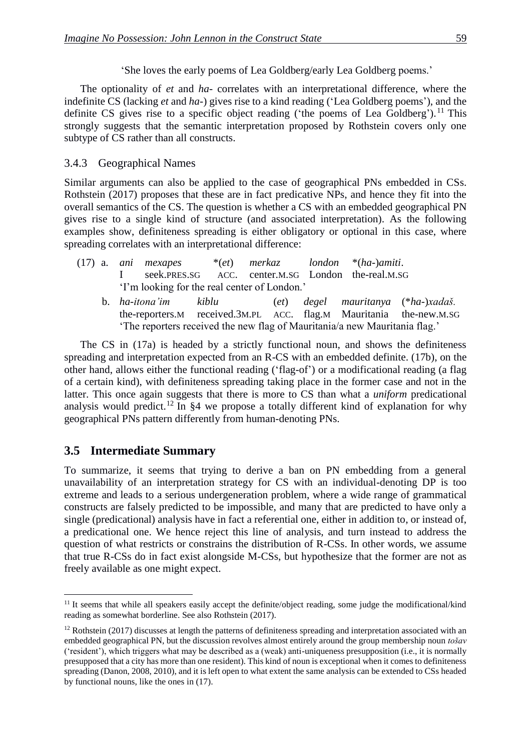'She loves the early poems of Lea Goldberg/early Lea Goldberg poems.'

The optionality of *et* and *ha-* correlates with an interpretational difference, where the indefinite CS (lacking *et* and *ha-*) gives rise to a kind reading ('Lea Goldberg poems'), and the definite CS gives rise to a specific object reading ('the poems of Lea Goldberg').[11] This strongly suggests that the semantic interpretation proposed by Rothstein covers only one subtype of CS rather than all constructs.

### 3.4.3 Geographical Names

Similar arguments can also be applied to the case of geographical PNs embedded in CSs. Rothstein (2017) proposes that these are in fact predicative NPs, and hence they fit into the overall semantics of the CS. The question is whether a CS with an embedded geographical PN gives rise to a single kind of structure (and associated interpretation). As the following examples show, definiteness spreading is either obligatory or optional in this case, where spreading correlates with an interpretational difference:

(17) a. *ani mexapes* \*(*et*) *merkaz london* \*(*ha-*)*amiti*.
I seek.PRES.SG ACC. center.M.SG London the-real.M.SG
'I'm looking for the real center of London.'

b. *ha-itona'im kiblu* (*et*) *degel mauritanya* (\**ha-*)*xadaš.*
the-reporters.M received.3M.PL ACC. flag.M Mauritania the-new.M.SG
'The reporters received the new flag of Mauritania/a new Mauritania flag.'

The CS in (17a) is headed by a strictly functional noun, and shows the definiteness spreading and interpretation expected from an R-CS with an embedded definite. (17b), on the other hand, allows either the functional reading ('flag-of') or a modificational reading (a flag of a certain kind), with definiteness spreading taking place in the former case and not in the latter. This once again suggests that there is more to CS than what a *uniform* predicational analysis would predict.[12] In §4 we propose a totally different kind of explanation for why geographical PNs pattern differently from human-denoting PNs.

## 3.5 Intermediate Summary

To summarize, it seems that trying to derive a ban on PN embedding from a general unavailability of an interpretation strategy for CS with an individual-denoting DP is too extreme and leads to a serious undergeneration problem, where a wide range of grammatical constructs are falsely predicted to be impossible, and many that are predicted to have only a single (predicational) analysis have in fact a referential one, either in addition to, or instead of, a predicational one. We hence reject this line of analysis, and turn instead to address the question of what restricts or constrains the distribution of R-CSs. In other words, we assume that true R-CSs do in fact exist alongside M-CSs, but hypothesize that the former are not as freely available as one might expect.

---

[11] It seems that while all speakers easily accept the definite/object reading, some judge the modificational/kind reading as somewhat borderline. See also Rothstein (2017).

[12] Rothstein (2017) discusses at length the patterns of definiteness spreading and interpretation associated with an embedded geographical PN, but the discussion revolves almost entirely around the group membership noun *tošav* ('resident'), which triggers what may be described as a (weak) anti-uniqueness presupposition (i.e., it is normally presupposed that a city has more than one resident). This kind of noun is exceptional when it comes to definiteness spreading (Danon, 2008, 2010), and it is left open to what extent the same analysis can be extended to CSs headed by functional nouns, like the ones in (17).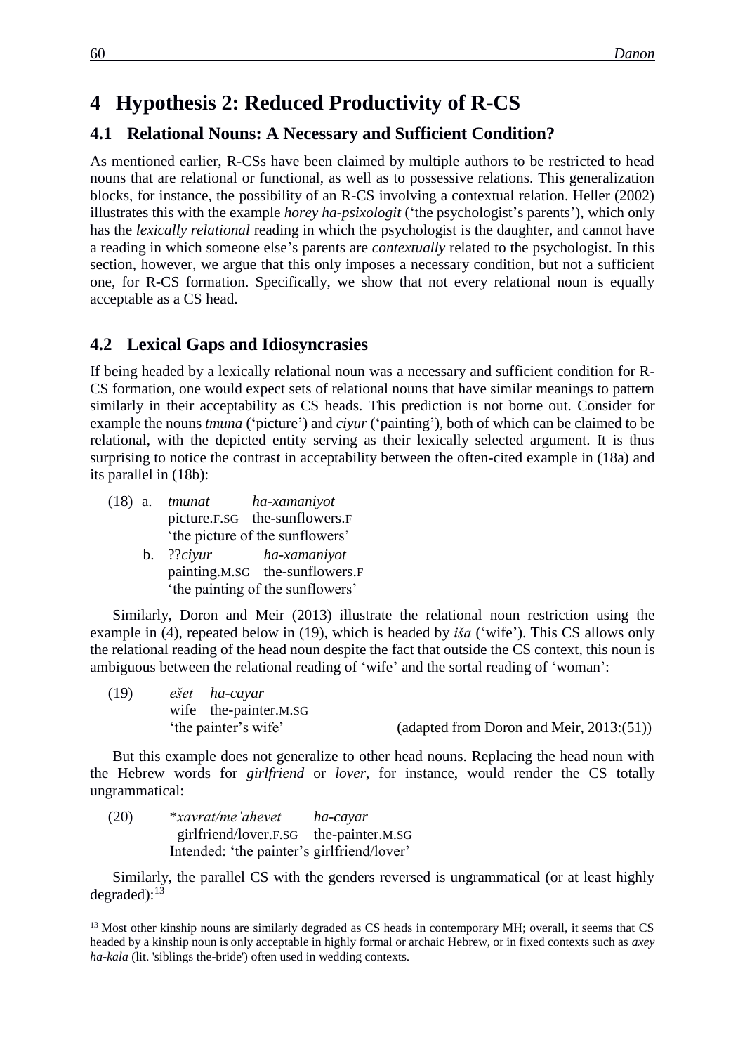# 4 Hypothesis 2: Reduced Productivity of R-CS

## 4.1 Relational Nouns: A Necessary and Sufficient Condition?

As mentioned earlier, R-CSs have been claimed by multiple authors to be restricted to head nouns that are relational or functional, as well as to possessive relations. This generalization blocks, for instance, the possibility of an R-CS involving a contextual relation. Heller (2002) illustrates this with the example *horey ha-psixologit* ('the psychologist's parents'), which only has the *lexically relational* reading in which the psychologist is the daughter, and cannot have a reading in which someone else's parents are *contextually* related to the psychologist. In this section, however, we argue that this only imposes a necessary condition, but not a sufficient one, for R-CS formation. Specifically, we show that not every relational noun is equally acceptable as a CS head.

## 4.2 Lexical Gaps and Idiosyncrasies

If being headed by a lexically relational noun was a necessary and sufficient condition for R-CS formation, one would expect sets of relational nouns that have similar meanings to pattern similarly in their acceptability as CS heads. This prediction is not borne out. Consider for example the nouns *tmuna* ('picture') and *ciyur* ('painting'), both of which can be claimed to be relational, with the depicted entity serving as their lexically selected argument. It is thus surprising to notice the contrast in acceptability between the often-cited example in (18a) and its parallel in (18b):

(18) a. *tmunat* *ha-xamaniyot*
picture.F.SG the-sunflowers.F
'the picture of the sunflowers'

b. ??*ciyur* *ha-xamaniyot*
painting.M.SG the-sunflowers.F
'the painting of the sunflowers'

Similarly, Doron and Meir (2013) illustrate the relational noun restriction using the example in (4), repeated below in (19), which is headed by *iša* ('wife'). This CS allows only the relational reading of the head noun despite the fact that outside the CS context, this noun is ambiguous between the relational reading of 'wife' and the sortal reading of 'woman':

(19) *ešet* *ha-cayar*
wife the-painter.M.SG
'the painter's wife' (adapted from Doron and Meir, 2013:(51))

But this example does not generalize to other head nouns. Replacing the head noun with the Hebrew words for *girlfriend* or *lover*, for instance, would render the CS totally ungrammatical:

(20) \**xavrat/me'ahevet* *ha-cayar*
girlfriend/lover.F.SG the-painter.M.SG
Intended: 'the painter's girlfriend/lover'

Similarly, the parallel CS with the genders reversed is ungrammatical (or at least highly degraded):[13]

[13] Most other kinship nouns are similarly degraded as CS heads in contemporary MH; overall, it seems that CS headed by a kinship noun is only acceptable in highly formal or archaic Hebrew, or in fixed contexts such as *axey ha-kala* (lit. 'siblings the-bride') often used in wedding contexts.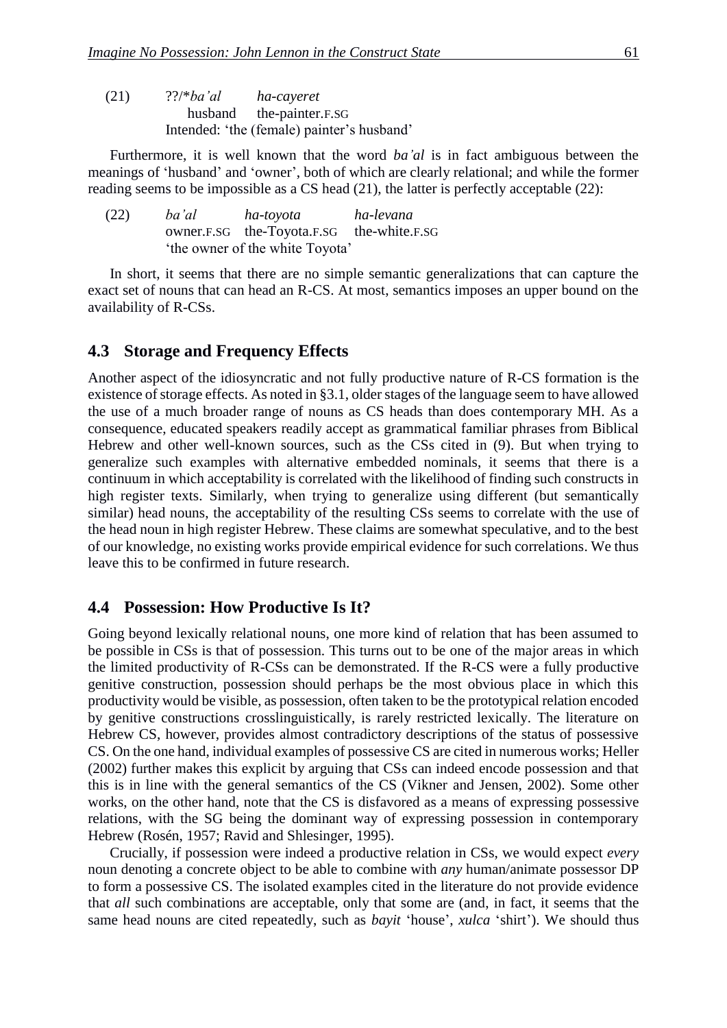(21) ??/\**ba'al* *ha-cayeret*
husband the-painter.F.SG
Intended: 'the (female) painter's husband'

Furthermore, it is well known that the word *ba'al* is in fact ambiguous between the meanings of 'husband' and 'owner', both of which are clearly relational; and while the former reading seems to be impossible as a CS head (21), the latter is perfectly acceptable (22):

(22) *ba'al* *ha-toyota* *ha-levana*
owner.F.SG the-Toyota.F.SG the-white.F.SG
'the owner of the white Toyota'

In short, it seems that there are no simple semantic generalizations that can capture the exact set of nouns that can head an R-CS. At most, semantics imposes an upper bound on the availability of R-CSs.

## 4.3 Storage and Frequency Effects

Another aspect of the idiosyncratic and not fully productive nature of R-CS formation is the existence of storage effects. As noted in §3.1, older stages of the language seem to have allowed the use of a much broader range of nouns as CS heads than does contemporary MH. As a consequence, educated speakers readily accept as grammatical familiar phrases from Biblical Hebrew and other well-known sources, such as the CSs cited in (9). But when trying to generalize such examples with alternative embedded nominals, it seems that there is a continuum in which acceptability is correlated with the likelihood of finding such constructs in high register texts. Similarly, when trying to generalize using different (but semantically similar) head nouns, the acceptability of the resulting CSs seems to correlate with the use of the head noun in high register Hebrew. These claims are somewhat speculative, and to the best of our knowledge, no existing works provide empirical evidence for such correlations. We thus leave this to be confirmed in future research.

## 4.4 Possession: How Productive Is It?

Going beyond lexically relational nouns, one more kind of relation that has been assumed to be possible in CSs is that of possession. This turns out to be one of the major areas in which the limited productivity of R-CSs can be demonstrated. If the R-CS were a fully productive genitive construction, possession should perhaps be the most obvious place in which this productivity would be visible, as possession, often taken to be the prototypical relation encoded by genitive constructions crosslinguistically, is rarely restricted lexically. The literature on Hebrew CS, however, provides almost contradictory descriptions of the status of possessive CS. On the one hand, individual examples of possessive CS are cited in numerous works; Heller (2002) further makes this explicit by arguing that CSs can indeed encode possession and that this is in line with the general semantics of the CS (Vikner and Jensen, 2002). Some other works, on the other hand, note that the CS is disfavored as a means of expressing possessive relations, with the SG being the dominant way of expressing possession in contemporary Hebrew (Rosén, 1957; Ravid and Shlesinger, 1995).

Crucially, if possession were indeed a productive relation in CSs, we would expect *every* noun denoting a concrete object to be able to combine with *any* human/animate possessor DP to form a possessive CS. The isolated examples cited in the literature do not provide evidence that *all* such combinations are acceptable, only that some are (and, in fact, it seems that the same head nouns are cited repeatedly, such as *bayit* 'house', *xulca* 'shirt'). We should thus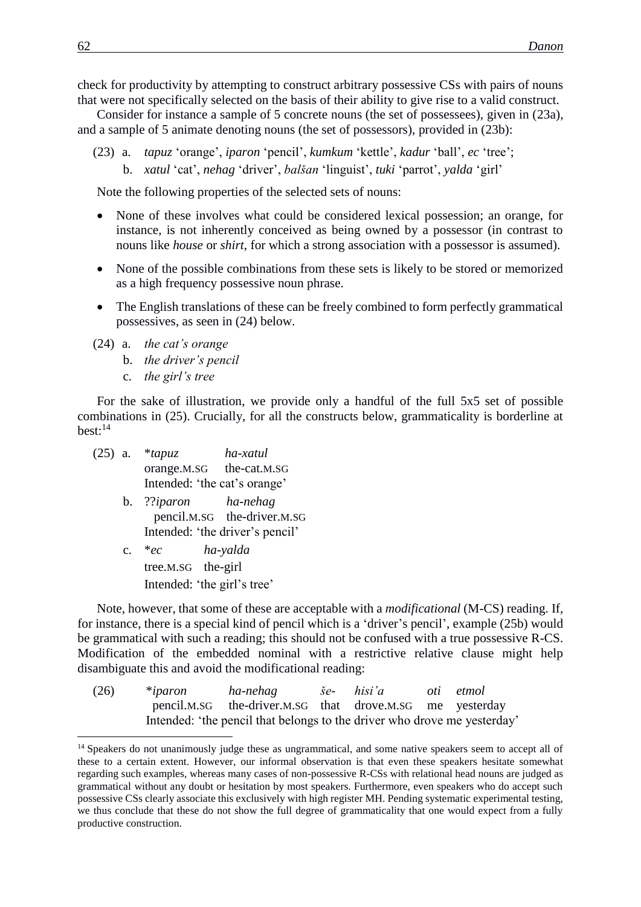check for productivity by attempting to construct arbitrary possessive CSs with pairs of nouns that were not specifically selected on the basis of their ability to give rise to a valid construct.

Consider for instance a sample of 5 concrete nouns (the set of possessees), given in (23a), and a sample of 5 animate denoting nouns (the set of possessors), provided in (23b):

(23) a. *tapuz* 'orange', *iparon* 'pencil', *kumkum* 'kettle', *kadur* 'ball', *ec* 'tree';
b. *xatul* 'cat', *nehag* 'driver', *balšan* 'linguist', *tuki* 'parrot', *yalda* 'girl'

Note the following properties of the selected sets of nouns:

- None of these involves what could be considered lexical possession; an orange, for instance, is not inherently conceived as being owned by a possessor (in contrast to nouns like *house* or *shirt*, for which a strong association with a possessor is assumed).
- None of the possible combinations from these sets is likely to be stored or memorized as a high frequency possessive noun phrase.
- The English translations of these can be freely combined to form perfectly grammatical possessives, as seen in (24) below.

(24) a. *the cat's orange*
b. *the driver's pencil*
c. *the girl's tree*

For the sake of illustration, we provide only a handful of the full 5x5 set of possible combinations in (25). Crucially, for all the constructs below, grammaticality is borderline at best:[14]

(25) a. \**tapuz* *ha-xatul*
orange.M.SG the-cat.M.SG
Intended: 'the cat's orange'

b. ??*iparon* *ha-nehag*
pencil.M.SG the-driver.M.SG
Intended: 'the driver's pencil'

c. \**ec* *ha-yalda*
tree.M.SG the-girl
Intended: 'the girl's tree'

Note, however, that some of these are acceptable with a *modificational* (M-CS) reading. If, for instance, there is a special kind of pencil which is a 'driver's pencil', example (25b) would be grammatical with such a reading; this should not be confused with a true possessive R-CS. Modification of the embedded nominal with a restrictive relative clause might help disambiguate this and avoid the modificational reading:

(26) \**iparon* *ha-nehag* *še-* *hisi'a* *oti* *etmol*
pencil.M.SG the-driver.M.SG that drove.M.SG me yesterday
Intended: 'the pencil that belongs to the driver who drove me yesterday'

---

[14] Speakers do not unanimously judge these as ungrammatical, and some native speakers seem to accept all of these to a certain extent. However, our informal observation is that even these speakers hesitate somewhat regarding such examples, whereas many cases of non-possessive R-CSs with relational head nouns are judged as grammatical without any doubt or hesitation by most speakers. Furthermore, even speakers who do accept such possessive CSs clearly associate this exclusively with high register MH. Pending systematic experimental testing, we thus conclude that these do not show the full degree of grammaticality that one would expect from a fully productive construction.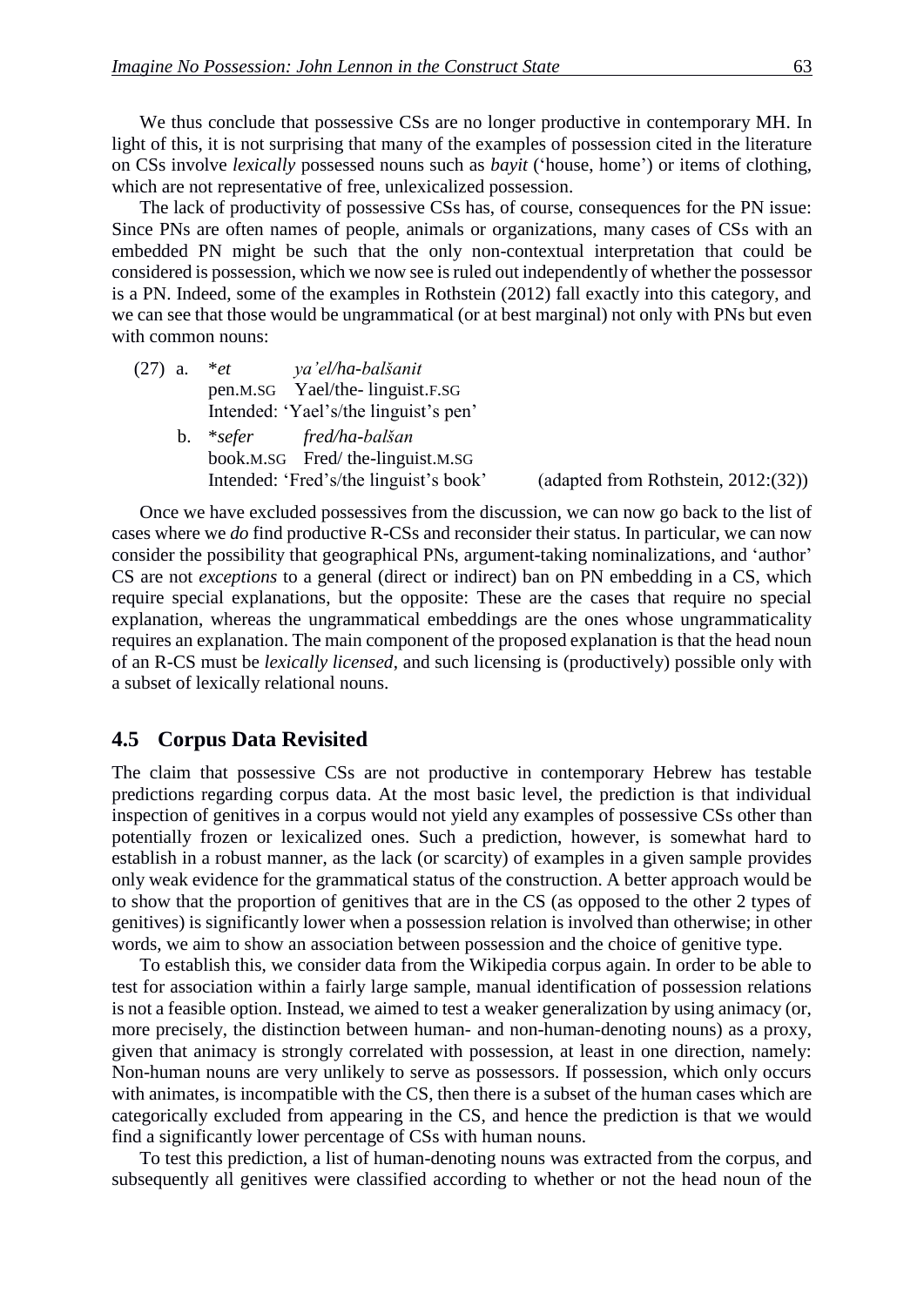We thus conclude that possessive CSs are no longer productive in contemporary MH. In light of this, it is not surprising that many of the examples of possession cited in the literature on CSs involve *lexically* possessed nouns such as *bayit* ('house, home') or items of clothing, which are not representative of free, unlexicalized possession.

The lack of productivity of possessive CSs has, of course, consequences for the PN issue: Since PNs are often names of people, animals or organizations, many cases of CSs with an embedded PN might be such that the only non-contextual interpretation that could be considered is possession, which we now see is ruled out independently of whether the possessor is a PN. Indeed, some of the examples in Rothstein (2012) fall exactly into this category, and we can see that those would be ungrammatical (or at best marginal) not only with PNs but even with common nouns:

(27) a. \**et* *ya'el/ha-balšanit*
   pen.M.SG Yael/the- linguist.F.SG
   Intended: 'Yael's/the linguist's pen'

   b. \**sefer* *fred/ha-balšan*
   book.M.SG Fred/ the-linguist.M.SG
   Intended: 'Fred's/the linguist's book' (adapted from Rothstein, 2012:(32))

Once we have excluded possessives from the discussion, we can now go back to the list of cases where we *do* find productive R-CSs and reconsider their status. In particular, we can now consider the possibility that geographical PNs, argument-taking nominalizations, and 'author' CS are not *exceptions* to a general (direct or indirect) ban on PN embedding in a CS, which require special explanations, but the opposite: These are the cases that require no special explanation, whereas the ungrammatical embeddings are the ones whose ungrammaticality requires an explanation. The main component of the proposed explanation is that the head noun of an R-CS must be *lexically licensed*, and such licensing is (productively) possible only with a subset of lexically relational nouns.

## 4.5 Corpus Data Revisited

The claim that possessive CSs are not productive in contemporary Hebrew has testable predictions regarding corpus data. At the most basic level, the prediction is that individual inspection of genitives in a corpus would not yield any examples of possessive CSs other than potentially frozen or lexicalized ones. Such a prediction, however, is somewhat hard to establish in a robust manner, as the lack (or scarcity) of examples in a given sample provides only weak evidence for the grammatical status of the construction. A better approach would be to show that the proportion of genitives that are in the CS (as opposed to the other 2 types of genitives) is significantly lower when a possession relation is involved than otherwise; in other words, we aim to show an association between possession and the choice of genitive type.

To establish this, we consider data from the Wikipedia corpus again. In order to be able to test for association within a fairly large sample, manual identification of possession relations is not a feasible option. Instead, we aimed to test a weaker generalization by using animacy (or, more precisely, the distinction between human- and non-human-denoting nouns) as a proxy, given that animacy is strongly correlated with possession, at least in one direction, namely: Non-human nouns are very unlikely to serve as possessors. If possession, which only occurs with animates, is incompatible with the CS, then there is a subset of the human cases which are categorically excluded from appearing in the CS, and hence the prediction is that we would find a significantly lower percentage of CSs with human nouns.

To test this prediction, a list of human-denoting nouns was extracted from the corpus, and subsequently all genitives were classified according to whether or not the head noun of the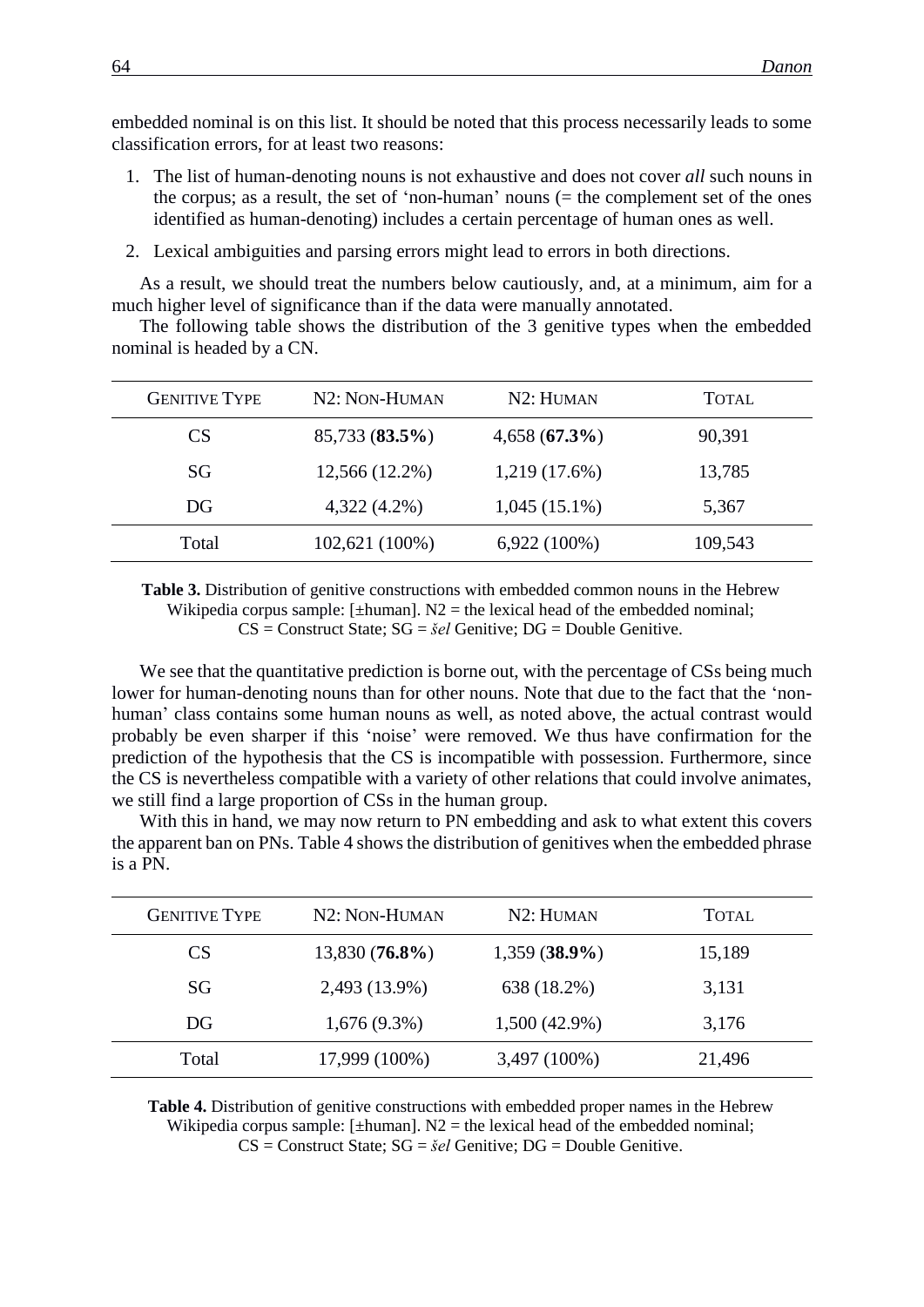embedded nominal is on this list. It should be noted that this process necessarily leads to some classification errors, for at least two reasons:

1. The list of human-denoting nouns is not exhaustive and does not cover *all* such nouns in the corpus; as a result, the set of 'non-human' nouns (= the complement set of the ones identified as human-denoting) includes a certain percentage of human ones as well.
2. Lexical ambiguities and parsing errors might lead to errors in both directions.

As a result, we should treat the numbers below cautiously, and, at a minimum, aim for a much higher level of significance than if the data were manually annotated.

The following table shows the distribution of the 3 genitive types when the embedded nominal is headed by a CN.

| GENITIVE TYPE | N2: NON-HUMAN | N2: HUMAN | TOTAL |
|---|---|---|---|
| CS | 85,733 (**83.5%**) | 4,658 (**67.3%**) | 90,391 |
| SG | 12,566 (12.2%) | 1,219 (17.6%) | 13,785 |
| DG | 4,322 (4.2%) | 1,045 (15.1%) | 5,367 |
| Total | 102,621 (100%) | 6,922 (100%) | 109,543 |

**Table 3.** Distribution of genitive constructions with embedded common nouns in the Hebrew Wikipedia corpus sample: [±human]. N2 = the lexical head of the embedded nominal; CS = Construct State; SG = *šel* Genitive; DG = Double Genitive.

We see that the quantitative prediction is borne out, with the percentage of CSs being much lower for human-denoting nouns than for other nouns. Note that due to the fact that the 'non-human' class contains some human nouns as well, as noted above, the actual contrast would probably be even sharper if this 'noise' were removed. We thus have confirmation for the prediction of the hypothesis that the CS is incompatible with possession. Furthermore, since the CS is nevertheless compatible with a variety of other relations that could involve animates, we still find a large proportion of CSs in the human group.

With this in hand, we may now return to PN embedding and ask to what extent this covers the apparent ban on PNs. Table 4 shows the distribution of genitives when the embedded phrase is a PN.

| GENITIVE TYPE | N2: NON-HUMAN | N2: HUMAN | TOTAL |
|---|---|---|---|
| CS | 13,830 (**76.8%**) | 1,359 (**38.9%**) | 15,189 |
| SG | 2,493 (13.9%) | 638 (18.2%) | 3,131 |
| DG | 1,676 (9.3%) | 1,500 (42.9%) | 3,176 |
| Total | 17,999 (100%) | 3,497 (100%) | 21,496 |

**Table 4.** Distribution of genitive constructions with embedded proper names in the Hebrew Wikipedia corpus sample: [±human]. N2 = the lexical head of the embedded nominal; CS = Construct State; SG = *šel* Genitive; DG = Double Genitive.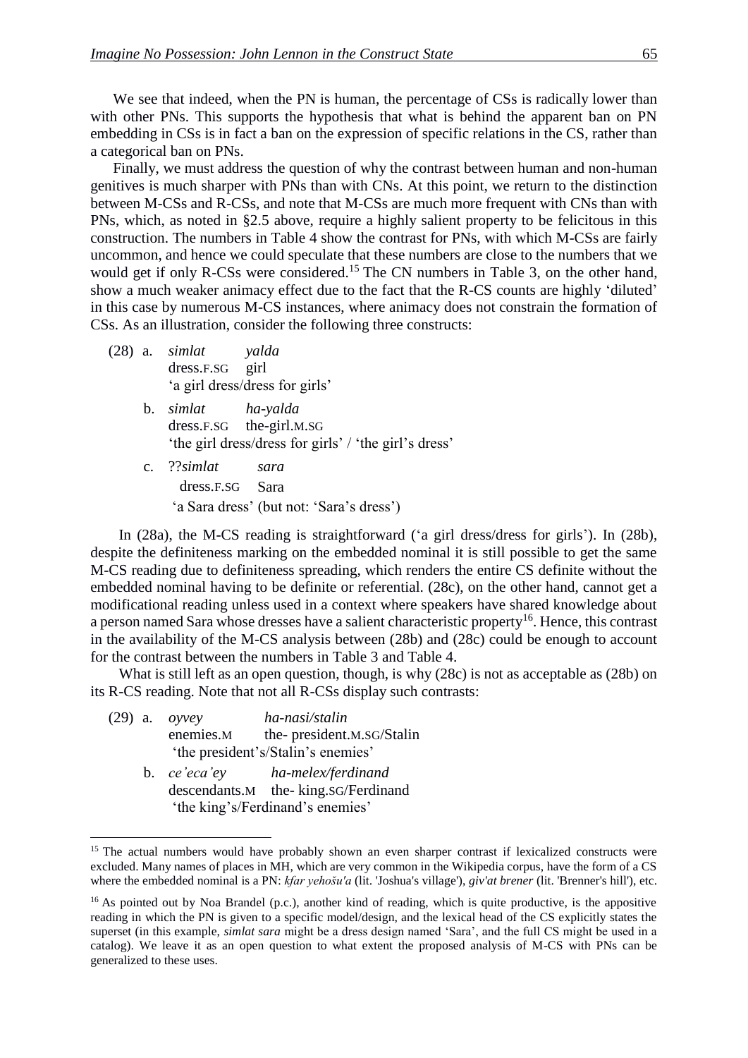We see that indeed, when the PN is human, the percentage of CSs is radically lower than with other PNs. This supports the hypothesis that what is behind the apparent ban on PN embedding in CSs is in fact a ban on the expression of specific relations in the CS, rather than a categorical ban on PNs.

Finally, we must address the question of why the contrast between human and non-human genitives is much sharper with PNs than with CNs. At this point, we return to the distinction between M-CSs and R-CSs, and note that M-CSs are much more frequent with CNs than with PNs, which, as noted in §2.5 above, require a highly salient property to be felicitous in this construction. The numbers in Table 4 show the contrast for PNs, with which M-CSs are fairly uncommon, and hence we could speculate that these numbers are close to the numbers that we would get if only R-CSs were considered.[15] The CN numbers in Table 3, on the other hand, show a much weaker animacy effect due to the fact that the R-CS counts are highly 'diluted' in this case by numerous M-CS instances, where animacy does not constrain the formation of CSs. As an illustration, consider the following three constructs:

(28) a. *simlat* *yalda*
dress.F.SG girl
'a girl dress/dress for girls'

b. *simlat* *ha-yalda*
dress.F.SG the-girl.M.SG
'the girl dress/dress for girls' / 'the girl's dress'

c. ??*simlat* *sara*
dress.F.SG Sara
'a Sara dress' (but not: 'Sara's dress')

In (28a), the M-CS reading is straightforward ('a girl dress/dress for girls'). In (28b), despite the definiteness marking on the embedded nominal it is still possible to get the same M-CS reading due to definiteness spreading, which renders the entire CS definite without the embedded nominal having to be definite or referential. (28c), on the other hand, cannot get a modificational reading unless used in a context where speakers have shared knowledge about a person named Sara whose dresses have a salient characteristic property[16]. Hence, this contrast in the availability of the M-CS analysis between (28b) and (28c) could be enough to account for the contrast between the numbers in Table 3 and Table 4.

What is still left as an open question, though, is why (28c) is not as acceptable as (28b) on its R-CS reading. Note that not all R-CSs display such contrasts:

(29) a. *oyvey* *ha-nasi/stalin*
enemies.M the- president.M.SG/Stalin
'the president's/Stalin's enemies'

b. *ce'eca'ey* *ha-melex/ferdinand*
descendants.M the- king.SG/Ferdinand
'the king's/Ferdinand's enemies'

---

[15] The actual numbers would have probably shown an even sharper contrast if lexicalized constructs were excluded. Many names of places in MH, which are very common in the Wikipedia corpus, have the form of a CS where the embedded nominal is a PN: *kfar yehošu'a* (lit. 'Joshua's village'), *giv'at brener* (lit. 'Brenner's hill'), etc.

[16] As pointed out by Noa Brandel (p.c.), another kind of reading, which is quite productive, is the appositive reading in which the PN is given to a specific model/design, and the lexical head of the CS explicitly states the superset (in this example, *simlat sara* might be a dress design named 'Sara', and the full CS might be used in a catalog). We leave it as an open question to what extent the proposed analysis of M-CS with PNs can be generalized to these uses.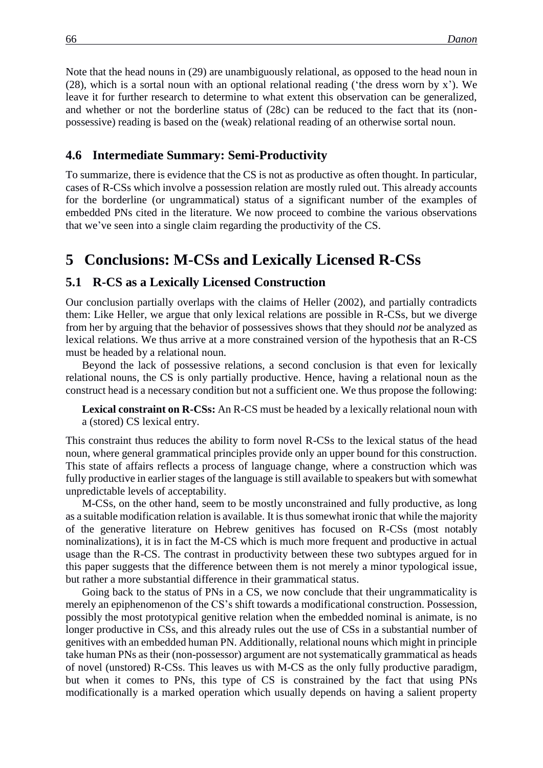Note that the head nouns in (29) are unambiguously relational, as opposed to the head noun in (28), which is a sortal noun with an optional relational reading ('the dress worn by x'). We leave it for further research to determine to what extent this observation can be generalized, and whether or not the borderline status of (28c) can be reduced to the fact that its (non-possessive) reading is based on the (weak) relational reading of an otherwise sortal noun.

### 4.6 Intermediate Summary: Semi-Productivity

To summarize, there is evidence that the CS is not as productive as often thought. In particular, cases of R-CSs which involve a possession relation are mostly ruled out. This already accounts for the borderline (or ungrammatical) status of a significant number of the examples of embedded PNs cited in the literature. We now proceed to combine the various observations that we've seen into a single claim regarding the productivity of the CS.

## 5 Conclusions: M-CSs and Lexically Licensed R-CSs

### 5.1 R-CS as a Lexically Licensed Construction

Our conclusion partially overlaps with the claims of Heller (2002), and partially contradicts them: Like Heller, we argue that only lexical relations are possible in R-CSs, but we diverge from her by arguing that the behavior of possessives shows that they should *not* be analyzed as lexical relations. We thus arrive at a more constrained version of the hypothesis that an R-CS must be headed by a relational noun.

Beyond the lack of possessive relations, a second conclusion is that even for lexically relational nouns, the CS is only partially productive. Hence, having a relational noun as the construct head is a necessary condition but not a sufficient one. We thus propose the following:

> **Lexical constraint on R-CSs:** An R-CS must be headed by a lexically relational noun with a (stored) CS lexical entry.

This constraint thus reduces the ability to form novel R-CSs to the lexical status of the head noun, where general grammatical principles provide only an upper bound for this construction. This state of affairs reflects a process of language change, where a construction which was fully productive in earlier stages of the language is still available to speakers but with somewhat unpredictable levels of acceptability.

M-CSs, on the other hand, seem to be mostly unconstrained and fully productive, as long as a suitable modification relation is available. It is thus somewhat ironic that while the majority of the generative literature on Hebrew genitives has focused on R-CSs (most notably nominalizations), it is in fact the M-CS which is much more frequent and productive in actual usage than the R-CS. The contrast in productivity between these two subtypes argued for in this paper suggests that the difference between them is not merely a minor typological issue, but rather a more substantial difference in their grammatical status.

Going back to the status of PNs in a CS, we now conclude that their ungrammaticality is merely an epiphenomenon of the CS's shift towards a modificational construction. Possession, possibly the most prototypical genitive relation when the embedded nominal is animate, is no longer productive in CSs, and this already rules out the use of CSs in a substantial number of genitives with an embedded human PN. Additionally, relational nouns which might in principle take human PNs as their (non-possessor) argument are not systematically grammatical as heads of novel (unstored) R-CSs. This leaves us with M-CS as the only fully productive paradigm, but when it comes to PNs, this type of CS is constrained by the fact that using PNs modificationally is a marked operation which usually depends on having a salient property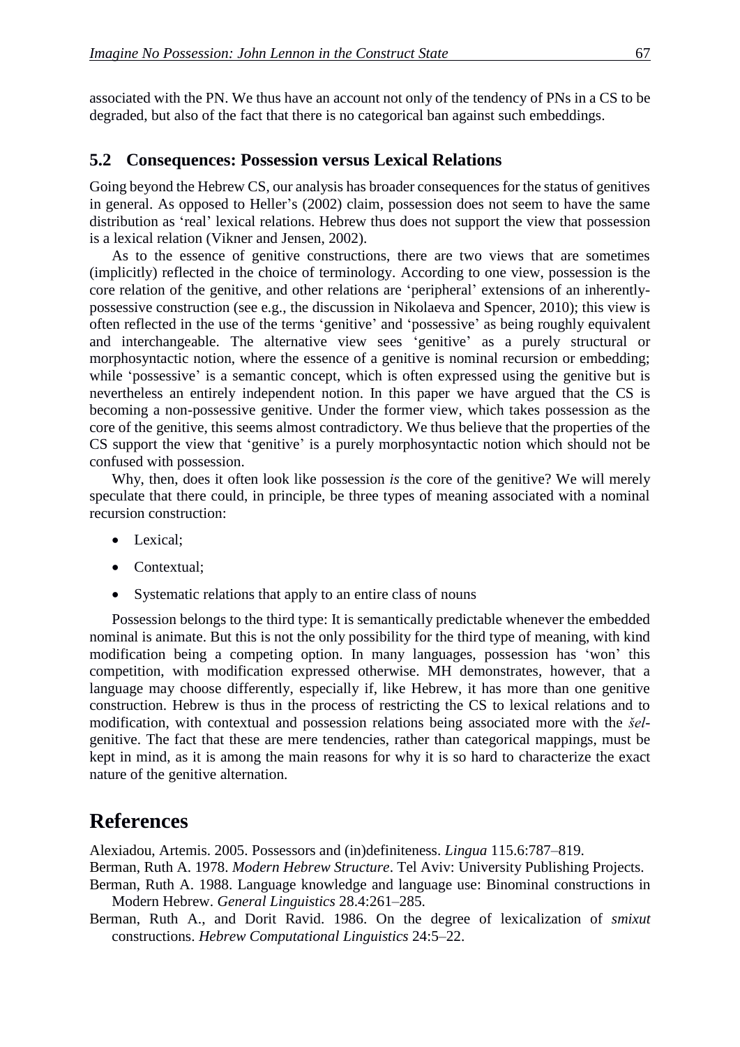associated with the PN. We thus have an account not only of the tendency of PNs in a CS to be degraded, but also of the fact that there is no categorical ban against such embeddings.

## 5.2 Consequences: Possession versus Lexical Relations

Going beyond the Hebrew CS, our analysis has broader consequences for the status of genitives in general. As opposed to Heller's (2002) claim, possession does not seem to have the same distribution as 'real' lexical relations. Hebrew thus does not support the view that possession is a lexical relation (Vikner and Jensen, 2002).

As to the essence of genitive constructions, there are two views that are sometimes (implicitly) reflected in the choice of terminology. According to one view, possession is the core relation of the genitive, and other relations are 'peripheral' extensions of an inherently-possessive construction (see e.g., the discussion in Nikolaeva and Spencer, 2010); this view is often reflected in the use of the terms 'genitive' and 'possessive' as being roughly equivalent and interchangeable. The alternative view sees 'genitive' as a purely structural or morphosyntactic notion, where the essence of a genitive is nominal recursion or embedding; while 'possessive' is a semantic concept, which is often expressed using the genitive but is nevertheless an entirely independent notion. In this paper we have argued that the CS is becoming a non-possessive genitive. Under the former view, which takes possession as the core of the genitive, this seems almost contradictory. We thus believe that the properties of the CS support the view that 'genitive' is a purely morphosyntactic notion which should not be confused with possession.

Why, then, does it often look like possession *is* the core of the genitive? We will merely speculate that there could, in principle, be three types of meaning associated with a nominal recursion construction:

- Lexical;
- Contextual;
- Systematic relations that apply to an entire class of nouns

Possession belongs to the third type: It is semantically predictable whenever the embedded nominal is animate. But this is not the only possibility for the third type of meaning, with kind modification being a competing option. In many languages, possession has 'won' this competition, with modification expressed otherwise. MH demonstrates, however, that a language may choose differently, especially if, like Hebrew, it has more than one genitive construction. Hebrew is thus in the process of restricting the CS to lexical relations and to modification, with contextual and possession relations being associated more with the *šel*-genitive. The fact that these are mere tendencies, rather than categorical mappings, must be kept in mind, as it is among the main reasons for why it is so hard to characterize the exact nature of the genitive alternation.

# References

Alexiadou, Artemis. 2005. Possessors and (in)definiteness. *Lingua* 115.6:787–819.

Berman, Ruth A. 1978. *Modern Hebrew Structure*. Tel Aviv: University Publishing Projects.

Berman, Ruth A. 1988. Language knowledge and language use: Binominal constructions in Modern Hebrew. *General Linguistics* 28.4:261–285.

Berman, Ruth A., and Dorit Ravid. 1986. On the degree of lexicalization of *smixut* constructions. *Hebrew Computational Linguistics* 24:5–22.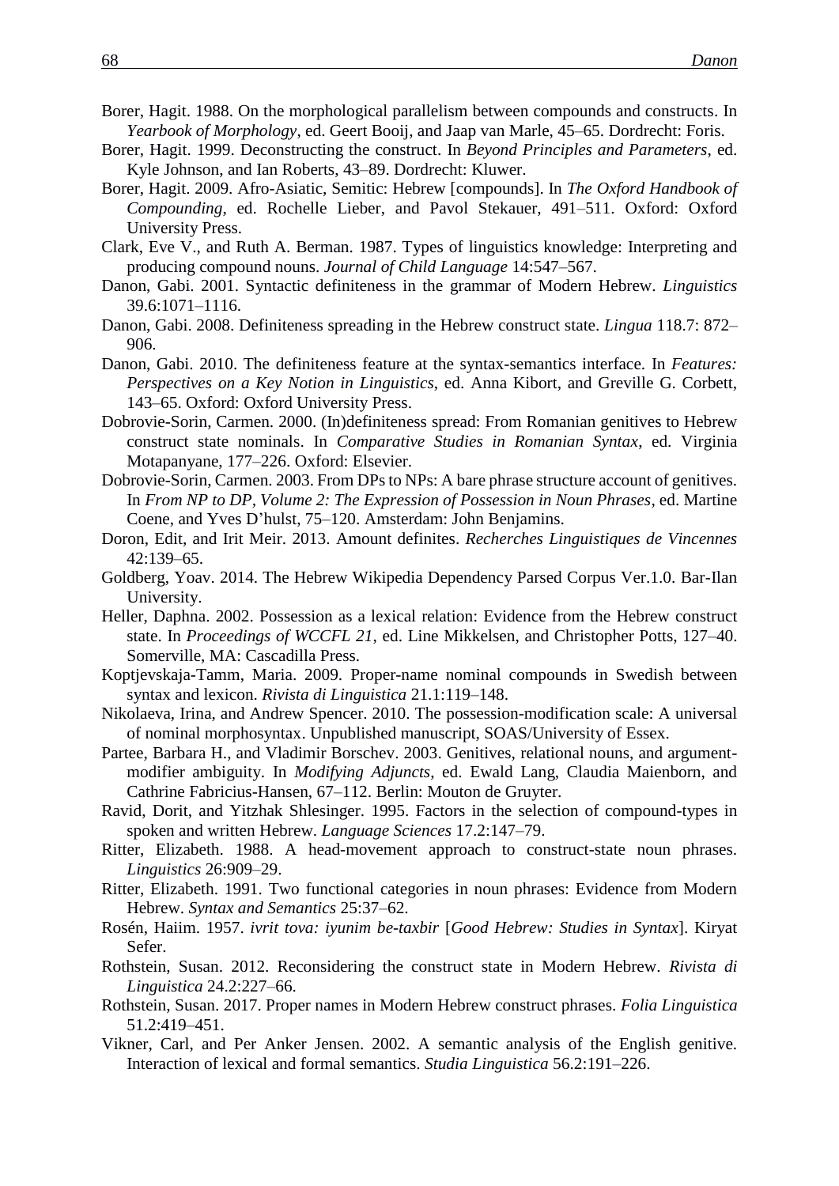Borer, Hagit. 1988. On the morphological parallelism between compounds and constructs. In *Yearbook of Morphology*, ed. Geert Booij, and Jaap van Marle, 45–65. Dordrecht: Foris.

Borer, Hagit. 1999. Deconstructing the construct. In *Beyond Principles and Parameters*, ed. Kyle Johnson, and Ian Roberts, 43–89. Dordrecht: Kluwer.

Borer, Hagit. 2009. Afro-Asiatic, Semitic: Hebrew [compounds]. In *The Oxford Handbook of Compounding*, ed. Rochelle Lieber, and Pavol Stekauer, 491–511. Oxford: Oxford University Press.

Clark, Eve V., and Ruth A. Berman. 1987. Types of linguistics knowledge: Interpreting and producing compound nouns. *Journal of Child Language* 14:547–567.

Danon, Gabi. 2001. Syntactic definiteness in the grammar of Modern Hebrew. *Linguistics* 39.6:1071–1116.

Danon, Gabi. 2008. Definiteness spreading in the Hebrew construct state. *Lingua* 118.7: 872–906.

Danon, Gabi. 2010. The definiteness feature at the syntax-semantics interface. In *Features: Perspectives on a Key Notion in Linguistics*, ed. Anna Kibort, and Greville G. Corbett, 143–65. Oxford: Oxford University Press.

Dobrovie-Sorin, Carmen. 2000. (In)definiteness spread: From Romanian genitives to Hebrew construct state nominals. In *Comparative Studies in Romanian Syntax*, ed. Virginia Motapanyane, 177–226. Oxford: Elsevier.

Dobrovie-Sorin, Carmen. 2003. From DPs to NPs: A bare phrase structure account of genitives. In *From NP to DP, Volume 2: The Expression of Possession in Noun Phrases*, ed. Martine Coene, and Yves D'hulst, 75–120. Amsterdam: John Benjamins.

Doron, Edit, and Irit Meir. 2013. Amount definites. *Recherches Linguistiques de Vincennes* 42:139–65.

Goldberg, Yoav. 2014. The Hebrew Wikipedia Dependency Parsed Corpus Ver.1.0. Bar-Ilan University.

Heller, Daphna. 2002. Possession as a lexical relation: Evidence from the Hebrew construct state. In *Proceedings of WCCFL 21*, ed. Line Mikkelsen, and Christopher Potts, 127–40. Somerville, MA: Cascadilla Press.

Koptjevskaja-Tamm, Maria. 2009. Proper-name nominal compounds in Swedish between syntax and lexicon. *Rivista di Linguistica* 21.1:119–148.

Nikolaeva, Irina, and Andrew Spencer. 2010. The possession-modification scale: A universal of nominal morphosyntax. Unpublished manuscript, SOAS/University of Essex.

Partee, Barbara H., and Vladimir Borschev. 2003. Genitives, relational nouns, and argument-modifier ambiguity. In *Modifying Adjuncts*, ed. Ewald Lang, Claudia Maienborn, and Cathrine Fabricius-Hansen, 67–112. Berlin: Mouton de Gruyter.

Ravid, Dorit, and Yitzhak Shlesinger. 1995. Factors in the selection of compound-types in spoken and written Hebrew. *Language Sciences* 17.2:147–79.

Ritter, Elizabeth. 1988. A head-movement approach to construct-state noun phrases. *Linguistics* 26:909–29.

Ritter, Elizabeth. 1991. Two functional categories in noun phrases: Evidence from Modern Hebrew. *Syntax and Semantics* 25:37–62.

Rosén, Haiim. 1957. *ivrit tova: iyunim be-taxbir* [*Good Hebrew: Studies in Syntax*]. Kiryat Sefer.

Rothstein, Susan. 2012. Reconsidering the construct state in Modern Hebrew. *Rivista di Linguistica* 24.2:227–66.

Rothstein, Susan. 2017. Proper names in Modern Hebrew construct phrases. *Folia Linguistica* 51.2:419–451.

Vikner, Carl, and Per Anker Jensen. 2002. A semantic analysis of the English genitive. Interaction of lexical and formal semantics. *Studia Linguistica* 56.2:191–226.